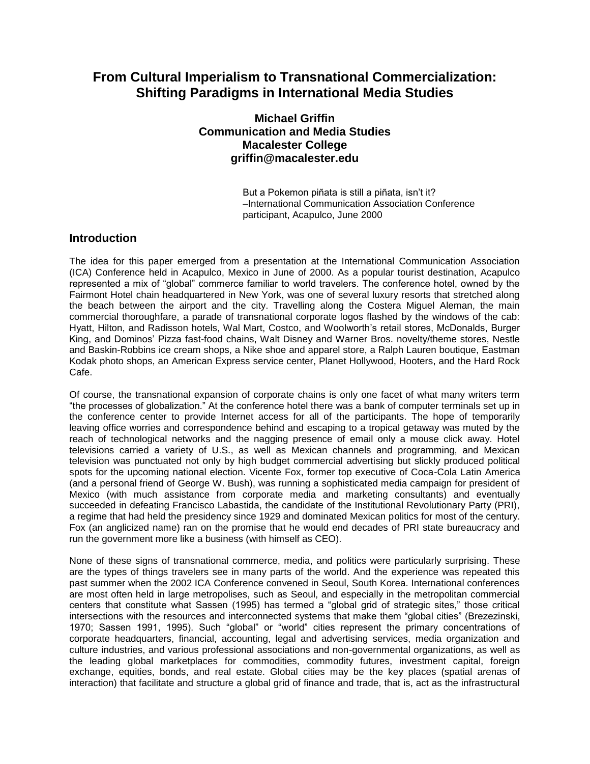# From Cultural Imperialism to Transnational Commercialization: Shifting Paradigms in International Media Studies

**Michael Griffin**
**Communication and Media Studies**
**Macalester College**
**griffin@macalester.edu**

> But a Pokemon piñata is still a piñata, isn't it?
> –International Communication Association Conference participant, Acapulco, June 2000

## Introduction

The idea for this paper emerged from a presentation at the International Communication Association (ICA) Conference held in Acapulco, Mexico in June of 2000. As a popular tourist destination, Acapulco represented a mix of "global" commerce familiar to world travelers. The conference hotel, owned by the Fairmont Hotel chain headquartered in New York, was one of several luxury resorts that stretched along the beach between the airport and the city. Travelling along the Costera Miguel Aleman, the main commercial thoroughfare, a parade of transnational corporate logos flashed by the windows of the cab: Hyatt, Hilton, and Radisson hotels, Wal Mart, Costco, and Woolworth's retail stores, McDonalds, Burger King, and Dominos' Pizza fast-food chains, Walt Disney and Warner Bros. novelty/theme stores, Nestle and Baskin-Robbins ice cream shops, a Nike shoe and apparel store, a Ralph Lauren boutique, Eastman Kodak photo shops, an American Express service center, Planet Hollywood, Hooters, and the Hard Rock Cafe.

Of course, the transnational expansion of corporate chains is only one facet of what many writers term "the processes of globalization." At the conference hotel there was a bank of computer terminals set up in the conference center to provide Internet access for all of the participants. The hope of temporarily leaving office worries and correspondence behind and escaping to a tropical getaway was muted by the reach of technological networks and the nagging presence of email only a mouse click away. Hotel televisions carried a variety of U.S., as well as Mexican channels and programming, and Mexican television was punctuated not only by high budget commercial advertising but slickly produced political spots for the upcoming national election. Vicente Fox, former top executive of Coca-Cola Latin America (and a personal friend of George W. Bush), was running a sophisticated media campaign for president of Mexico (with much assistance from corporate media and marketing consultants) and eventually succeeded in defeating Francisco Labastida, the candidate of the Institutional Revolutionary Party (PRI), a regime that had held the presidency since 1929 and dominated Mexican politics for most of the century. Fox (an anglicized name) ran on the promise that he would end decades of PRI state bureaucracy and run the government more like a business (with himself as CEO).

None of these signs of transnational commerce, media, and politics were particularly surprising. These are the types of things travelers see in many parts of the world. And the experience was repeated this past summer when the 2002 ICA Conference convened in Seoul, South Korea. International conferences are most often held in large metropolises, such as Seoul, and especially in the metropolitan commercial centers that constitute what Sassen (1995) has termed a "global grid of strategic sites," those critical intersections with the resources and interconnected systems that make them "global cities" (Brezezinski, 1970; Sassen 1991, 1995). Such "global" or "world" cities represent the primary concentrations of corporate headquarters, financial, accounting, legal and advertising services, media organization and culture industries, and various professional associations and non-governmental organizations, as well as the leading global marketplaces for commodities, commodity futures, investment capital, foreign exchange, equities, bonds, and real estate. Global cities may be the key places (spatial arenas of interaction) that facilitate and structure a global grid of finance and trade, that is, act as the infrastructural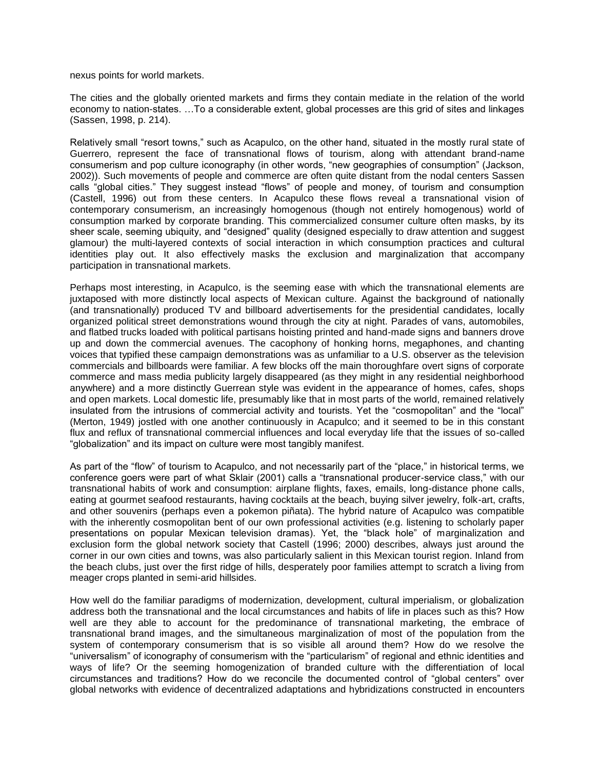nexus points for world markets.

The cities and the globally oriented markets and firms they contain mediate in the relation of the world economy to nation-states. …To a considerable extent, global processes are this grid of sites and linkages (Sassen, 1998, p. 214).

Relatively small "resort towns," such as Acapulco, on the other hand, situated in the mostly rural state of Guerrero, represent the face of transnational flows of tourism, along with attendant brand-name consumerism and pop culture iconography (in other words, "new geographies of consumption" (Jackson, 2002)). Such movements of people and commerce are often quite distant from the nodal centers Sassen calls "global cities." They suggest instead "flows" of people and money, of tourism and consumption (Castell, 1996) out from these centers. In Acapulco these flows reveal a transnational vision of contemporary consumerism, an increasingly homogenous (though not entirely homogenous) world of consumption marked by corporate branding. This commercialized consumer culture often masks, by its sheer scale, seeming ubiquity, and "designed" quality (designed especially to draw attention and suggest glamour) the multi-layered contexts of social interaction in which consumption practices and cultural identities play out. It also effectively masks the exclusion and marginalization that accompany participation in transnational markets.

Perhaps most interesting, in Acapulco, is the seeming ease with which the transnational elements are juxtaposed with more distinctly local aspects of Mexican culture. Against the background of nationally (and transnationally) produced TV and billboard advertisements for the presidential candidates, locally organized political street demonstrations wound through the city at night. Parades of vans, automobiles, and flatbed trucks loaded with political partisans hoisting printed and hand-made signs and banners drove up and down the commercial avenues. The cacophony of honking horns, megaphones, and chanting voices that typified these campaign demonstrations was as unfamiliar to a U.S. observer as the television commercials and billboards were familiar. A few blocks off the main thoroughfare overt signs of corporate commerce and mass media publicity largely disappeared (as they might in any residential neighborhood anywhere) and a more distinctly Guerrean style was evident in the appearance of homes, cafes, shops and open markets. Local domestic life, presumably like that in most parts of the world, remained relatively insulated from the intrusions of commercial activity and tourists. Yet the "cosmopolitan" and the "local" (Merton, 1949) jostled with one another continuously in Acapulco; and it seemed to be in this constant flux and reflux of transnational commercial influences and local everyday life that the issues of so-called "globalization" and its impact on culture were most tangibly manifest.

As part of the "flow" of tourism to Acapulco, and not necessarily part of the "place," in historical terms, we conference goers were part of what Sklair (2001) calls a "transnational producer-service class," with our transnational habits of work and consumption: airplane flights, faxes, emails, long-distance phone calls, eating at gourmet seafood restaurants, having cocktails at the beach, buying silver jewelry, folk-art, crafts, and other souvenirs (perhaps even a pokemon piñata). The hybrid nature of Acapulco was compatible with the inherently cosmopolitan bent of our own professional activities (e.g. listening to scholarly paper presentations on popular Mexican television dramas). Yet, the "black hole" of marginalization and exclusion form the global network society that Castell (1996; 2000) describes, always just around the corner in our own cities and towns, was also particularly salient in this Mexican tourist region. Inland from the beach clubs, just over the first ridge of hills, desperately poor families attempt to scratch a living from meager crops planted in semi-arid hillsides.

How well do the familiar paradigms of modernization, development, cultural imperialism, or globalization address both the transnational and the local circumstances and habits of life in places such as this? How well are they able to account for the predominance of transnational marketing, the embrace of transnational brand images, and the simultaneous marginalization of most of the population from the system of contemporary consumerism that is so visible all around them? How do we resolve the "universalism" of iconography of consumerism with the "particularism" of regional and ethnic identities and ways of life? Or the seeming homogenization of branded culture with the differentiation of local circumstances and traditions? How do we reconcile the documented control of "global centers" over global networks with evidence of decentralized adaptations and hybridizations constructed in encounters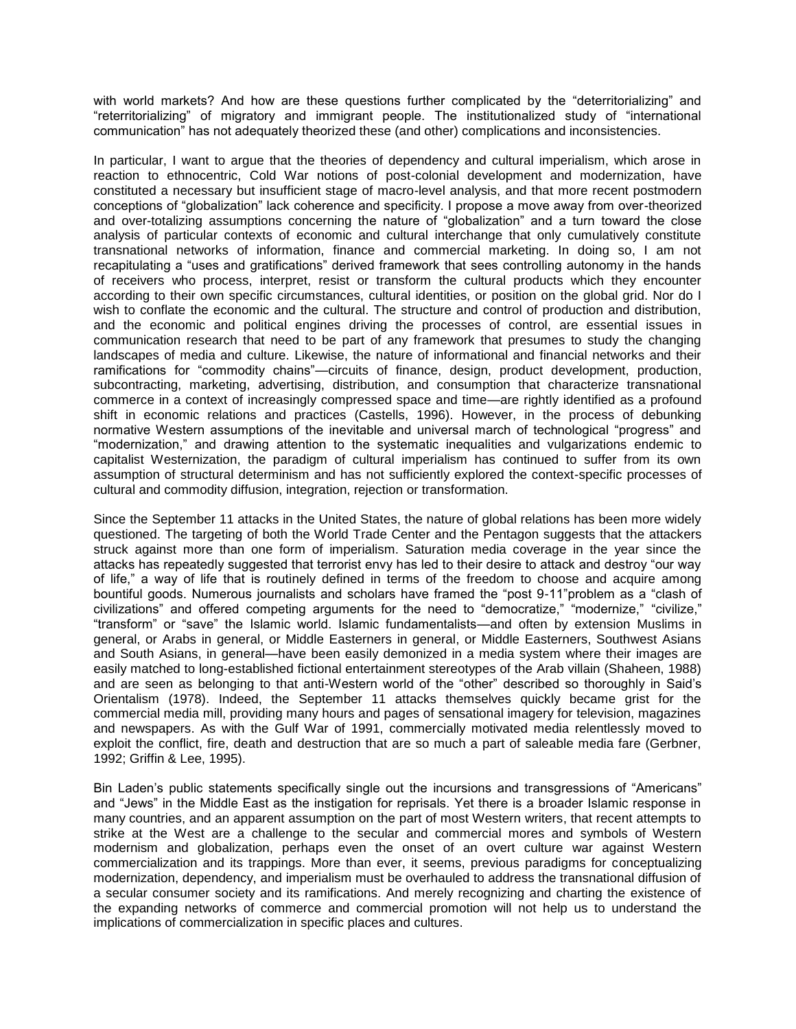with world markets? And how are these questions further complicated by the "deterritorializing" and "reterritorializing" of migratory and immigrant people. The institutionalized study of "international communication" has not adequately theorized these (and other) complications and inconsistencies.

In particular, I want to argue that the theories of dependency and cultural imperialism, which arose in reaction to ethnocentric, Cold War notions of post-colonial development and modernization, have constituted a necessary but insufficient stage of macro-level analysis, and that more recent postmodern conceptions of "globalization" lack coherence and specificity. I propose a move away from over-theorized and over-totalizing assumptions concerning the nature of "globalization" and a turn toward the close analysis of particular contexts of economic and cultural interchange that only cumulatively constitute transnational networks of information, finance and commercial marketing. In doing so, I am not recapitulating a "uses and gratifications" derived framework that sees controlling autonomy in the hands of receivers who process, interpret, resist or transform the cultural products which they encounter according to their own specific circumstances, cultural identities, or position on the global grid. Nor do I wish to conflate the economic and the cultural. The structure and control of production and distribution, and the economic and political engines driving the processes of control, are essential issues in communication research that need to be part of any framework that presumes to study the changing landscapes of media and culture. Likewise, the nature of informational and financial networks and their ramifications for "commodity chains"—circuits of finance, design, product development, production, subcontracting, marketing, advertising, distribution, and consumption that characterize transnational commerce in a context of increasingly compressed space and time—are rightly identified as a profound shift in economic relations and practices (Castells, 1996). However, in the process of debunking normative Western assumptions of the inevitable and universal march of technological "progress" and "modernization," and drawing attention to the systematic inequalities and vulgarizations endemic to capitalist Westernization, the paradigm of cultural imperialism has continued to suffer from its own assumption of structural determinism and has not sufficiently explored the context-specific processes of cultural and commodity diffusion, integration, rejection or transformation.

Since the September 11 attacks in the United States, the nature of global relations has been more widely questioned. The targeting of both the World Trade Center and the Pentagon suggests that the attackers struck against more than one form of imperialism. Saturation media coverage in the year since the attacks has repeatedly suggested that terrorist envy has led to their desire to attack and destroy "our way of life," a way of life that is routinely defined in terms of the freedom to choose and acquire among bountiful goods. Numerous journalists and scholars have framed the "post 9-11"problem as a "clash of civilizations" and offered competing arguments for the need to "democratize," "modernize," "civilize," "transform" or "save" the Islamic world. Islamic fundamentalists—and often by extension Muslims in general, or Arabs in general, or Middle Easterners in general, or Middle Easterners, Southwest Asians and South Asians, in general—have been easily demonized in a media system where their images are easily matched to long-established fictional entertainment stereotypes of the Arab villain (Shaheen, 1988) and are seen as belonging to that anti-Western world of the "other" described so thoroughly in Said's Orientalism (1978). Indeed, the September 11 attacks themselves quickly became grist for the commercial media mill, providing many hours and pages of sensational imagery for television, magazines and newspapers. As with the Gulf War of 1991, commercially motivated media relentlessly moved to exploit the conflict, fire, death and destruction that are so much a part of saleable media fare (Gerbner, 1992; Griffin & Lee, 1995).

Bin Laden's public statements specifically single out the incursions and transgressions of "Americans" and "Jews" in the Middle East as the instigation for reprisals. Yet there is a broader Islamic response in many countries, and an apparent assumption on the part of most Western writers, that recent attempts to strike at the West are a challenge to the secular and commercial mores and symbols of Western modernism and globalization, perhaps even the onset of an overt culture war against Western commercialization and its trappings. More than ever, it seems, previous paradigms for conceptualizing modernization, dependency, and imperialism must be overhauled to address the transnational diffusion of a secular consumer society and its ramifications. And merely recognizing and charting the existence of the expanding networks of commerce and commercial promotion will not help us to understand the implications of commercialization in specific places and cultures.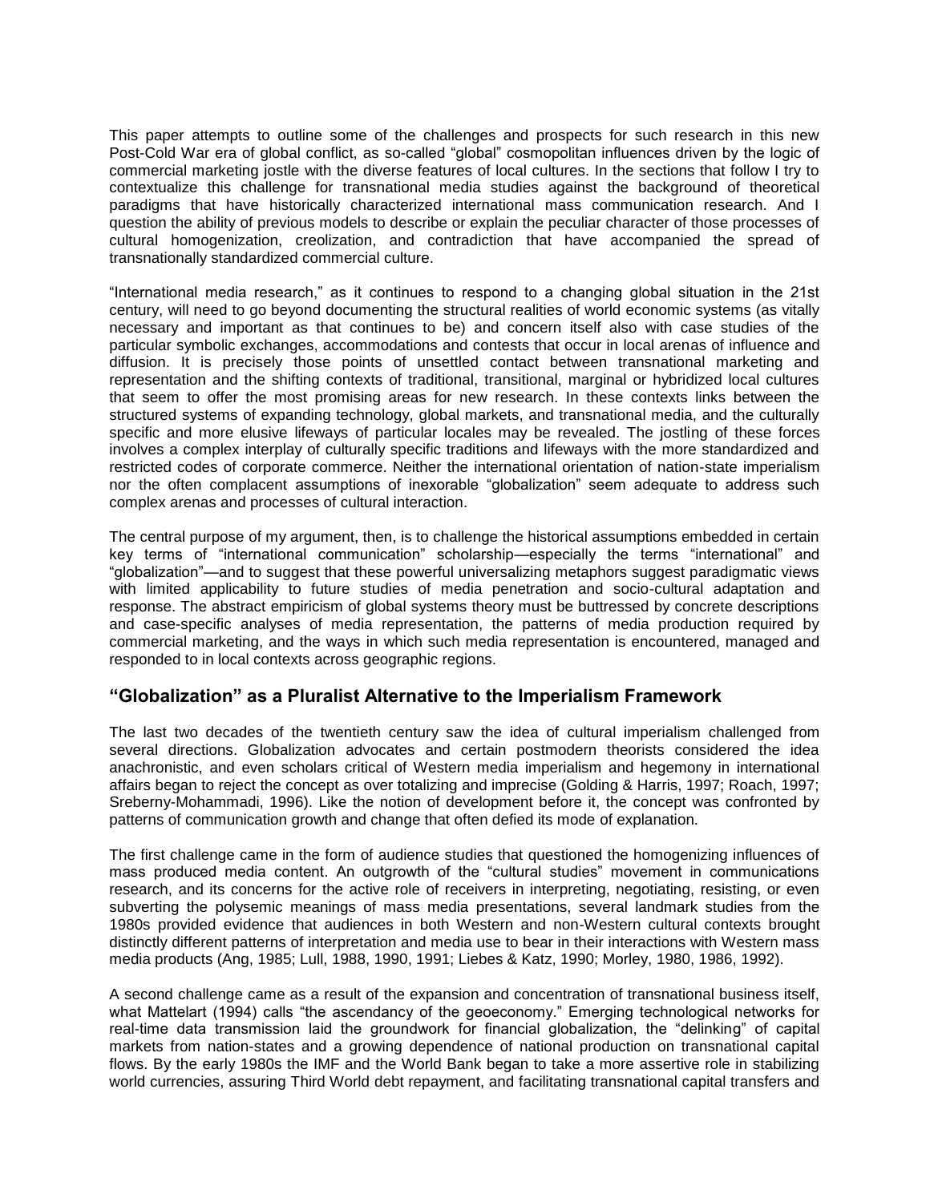This paper attempts to outline some of the challenges and prospects for such research in this new Post-Cold War era of global conflict, as so-called "global" cosmopolitan influences driven by the logic of commercial marketing jostle with the diverse features of local cultures. In the sections that follow I try to contextualize this challenge for transnational media studies against the background of theoretical paradigms that have historically characterized international mass communication research. And I question the ability of previous models to describe or explain the peculiar character of those processes of cultural homogenization, creolization, and contradiction that have accompanied the spread of transnationally standardized commercial culture.

"International media research," as it continues to respond to a changing global situation in the 21st century, will need to go beyond documenting the structural realities of world economic systems (as vitally necessary and important as that continues to be) and concern itself also with case studies of the particular symbolic exchanges, accommodations and contests that occur in local arenas of influence and diffusion. It is precisely those points of unsettled contact between transnational marketing and representation and the shifting contexts of traditional, transitional, marginal or hybridized local cultures that seem to offer the most promising areas for new research. In these contexts links between the structured systems of expanding technology, global markets, and transnational media, and the culturally specific and more elusive lifeways of particular locales may be revealed. The jostling of these forces involves a complex interplay of culturally specific traditions and lifeways with the more standardized and restricted codes of corporate commerce. Neither the international orientation of nation-state imperialism nor the often complacent assumptions of inexorable "globalization" seem adequate to address such complex arenas and processes of cultural interaction.

The central purpose of my argument, then, is to challenge the historical assumptions embedded in certain key terms of "international communication" scholarship—especially the terms "international" and "globalization"—and to suggest that these powerful universalizing metaphors suggest paradigmatic views with limited applicability to future studies of media penetration and socio-cultural adaptation and response. The abstract empiricism of global systems theory must be buttressed by concrete descriptions and case-specific analyses of media representation, the patterns of media production required by commercial marketing, and the ways in which such media representation is encountered, managed and responded to in local contexts across geographic regions.

## "Globalization" as a Pluralist Alternative to the Imperialism Framework

The last two decades of the twentieth century saw the idea of cultural imperialism challenged from several directions. Globalization advocates and certain postmodern theorists considered the idea anachronistic, and even scholars critical of Western media imperialism and hegemony in international affairs began to reject the concept as over totalizing and imprecise (Golding & Harris, 1997; Roach, 1997; Sreberny-Mohammadi, 1996). Like the notion of development before it, the concept was confronted by patterns of communication growth and change that often defied its mode of explanation.

The first challenge came in the form of audience studies that questioned the homogenizing influences of mass produced media content. An outgrowth of the "cultural studies" movement in communications research, and its concerns for the active role of receivers in interpreting, negotiating, resisting, or even subverting the polysemic meanings of mass media presentations, several landmark studies from the 1980s provided evidence that audiences in both Western and non-Western cultural contexts brought distinctly different patterns of interpretation and media use to bear in their interactions with Western mass media products (Ang, 1985; Lull, 1988, 1990, 1991; Liebes & Katz, 1990; Morley, 1980, 1986, 1992).

A second challenge came as a result of the expansion and concentration of transnational business itself, what Mattelart (1994) calls "the ascendancy of the geoeconomy." Emerging technological networks for real-time data transmission laid the groundwork for financial globalization, the "delinking" of capital markets from nation-states and a growing dependence of national production on transnational capital flows. By the early 1980s the IMF and the World Bank began to take a more assertive role in stabilizing world currencies, assuring Third World debt repayment, and facilitating transnational capital transfers and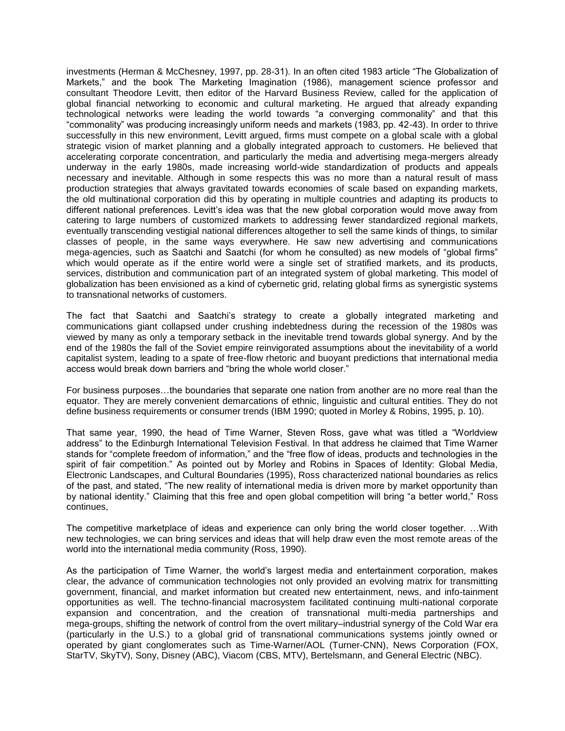investments (Herman & McChesney, 1997, pp. 28-31). In an often cited 1983 article "The Globalization of Markets," and the book The Marketing Imagination (1986), management science professor and consultant Theodore Levitt, then editor of the Harvard Business Review, called for the application of global financial networking to economic and cultural marketing. He argued that already expanding technological networks were leading the world towards "a converging commonality" and that this "commonality" was producing increasingly uniform needs and markets (1983, pp. 42-43). In order to thrive successfully in this new environment, Levitt argued, firms must compete on a global scale with a global strategic vision of market planning and a globally integrated approach to customers. He believed that accelerating corporate concentration, and particularly the media and advertising mega-mergers already underway in the early 1980s, made increasing world-wide standardization of products and appeals necessary and inevitable. Although in some respects this was no more than a natural result of mass production strategies that always gravitated towards economies of scale based on expanding markets, the old multinational corporation did this by operating in multiple countries and adapting its products to different national preferences. Levitt's idea was that the new global corporation would move away from catering to large numbers of customized markets to addressing fewer standardized regional markets, eventually transcending vestigial national differences altogether to sell the same kinds of things, to similar classes of people, in the same ways everywhere. He saw new advertising and communications mega-agencies, such as Saatchi and Saatchi (for whom he consulted) as new models of "global firms" which would operate as if the entire world were a single set of stratified markets, and its products, services, distribution and communication part of an integrated system of global marketing. This model of globalization has been envisioned as a kind of cybernetic grid, relating global firms as synergistic systems to transnational networks of customers.

The fact that Saatchi and Saatchi's strategy to create a globally integrated marketing and communications giant collapsed under crushing indebtedness during the recession of the 1980s was viewed by many as only a temporary setback in the inevitable trend towards global synergy. And by the end of the 1980s the fall of the Soviet empire reinvigorated assumptions about the inevitability of a world capitalist system, leading to a spate of free-flow rhetoric and buoyant predictions that international media access would break down barriers and "bring the whole world closer."

For business purposes…the boundaries that separate one nation from another are no more real than the equator. They are merely convenient demarcations of ethnic, linguistic and cultural entities. They do not define business requirements or consumer trends (IBM 1990; quoted in Morley & Robins, 1995, p. 10).

That same year, 1990, the head of Time Warner, Steven Ross, gave what was titled a "Worldview address" to the Edinburgh International Television Festival. In that address he claimed that Time Warner stands for "complete freedom of information," and the "free flow of ideas, products and technologies in the spirit of fair competition." As pointed out by Morley and Robins in Spaces of Identity: Global Media, Electronic Landscapes, and Cultural Boundaries (1995), Ross characterized national boundaries as relics of the past, and stated, "The new reality of international media is driven more by market opportunity than by national identity." Claiming that this free and open global competition will bring "a better world," Ross continues,

The competitive marketplace of ideas and experience can only bring the world closer together. …With new technologies, we can bring services and ideas that will help draw even the most remote areas of the world into the international media community (Ross, 1990).

As the participation of Time Warner, the world's largest media and entertainment corporation, makes clear, the advance of communication technologies not only provided an evolving matrix for transmitting government, financial, and market information but created new entertainment, news, and info-tainment opportunities as well. The techno-financial macrosystem facilitated continuing multi-national corporate expansion and concentration, and the creation of transnational multi-media partnerships and mega-groups, shifting the network of control from the overt military–industrial synergy of the Cold War era (particularly in the U.S.) to a global grid of transnational communications systems jointly owned or operated by giant conglomerates such as Time-Warner/AOL (Turner-CNN), News Corporation (FOX, StarTV, SkyTV), Sony, Disney (ABC), Viacom (CBS, MTV), Bertelsmann, and General Electric (NBC).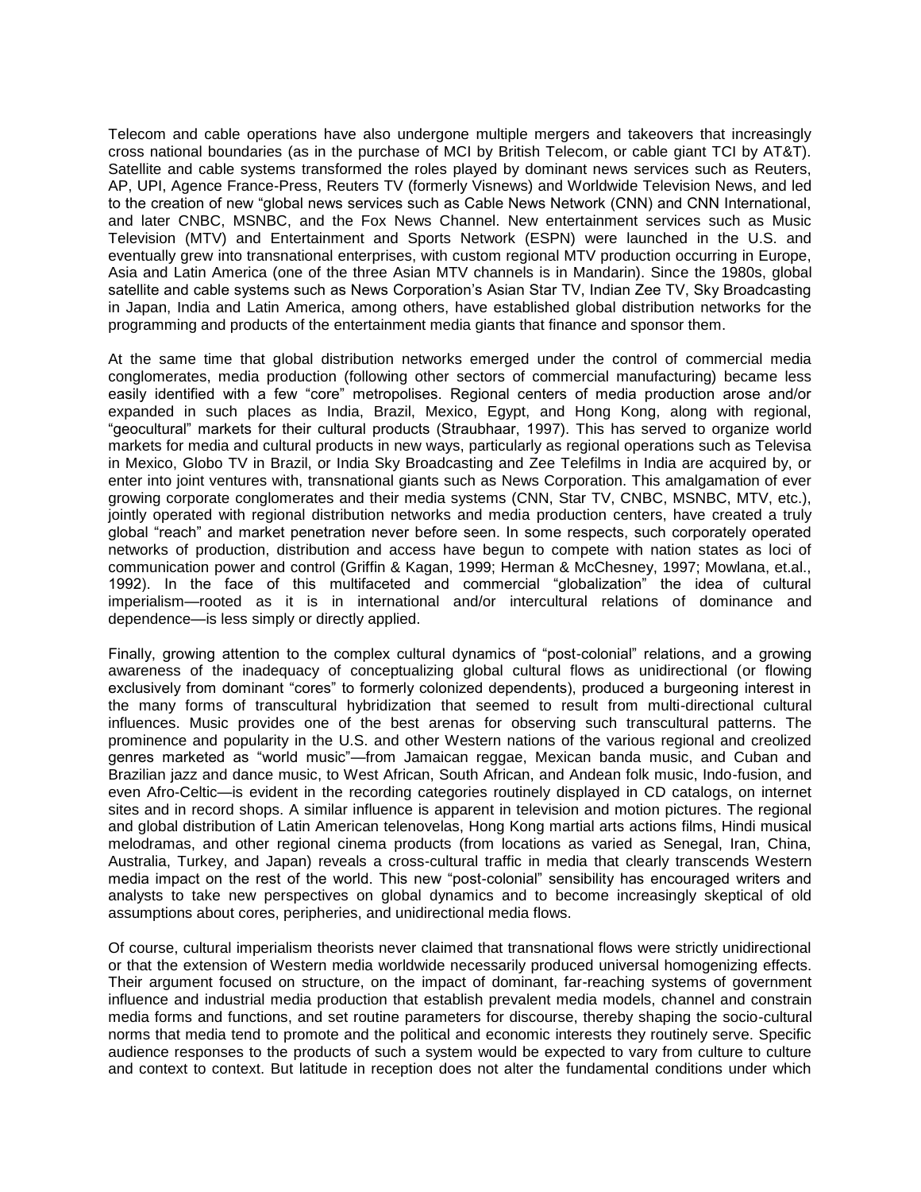Telecom and cable operations have also undergone multiple mergers and takeovers that increasingly cross national boundaries (as in the purchase of MCI by British Telecom, or cable giant TCI by AT&T). Satellite and cable systems transformed the roles played by dominant news services such as Reuters, AP, UPI, Agence France-Press, Reuters TV (formerly Visnews) and Worldwide Television News, and led to the creation of new "global news services such as Cable News Network (CNN) and CNN International, and later CNBC, MSNBC, and the Fox News Channel. New entertainment services such as Music Television (MTV) and Entertainment and Sports Network (ESPN) were launched in the U.S. and eventually grew into transnational enterprises, with custom regional MTV production occurring in Europe, Asia and Latin America (one of the three Asian MTV channels is in Mandarin). Since the 1980s, global satellite and cable systems such as News Corporation's Asian Star TV, Indian Zee TV, Sky Broadcasting in Japan, India and Latin America, among others, have established global distribution networks for the programming and products of the entertainment media giants that finance and sponsor them.

At the same time that global distribution networks emerged under the control of commercial media conglomerates, media production (following other sectors of commercial manufacturing) became less easily identified with a few "core" metropolises. Regional centers of media production arose and/or expanded in such places as India, Brazil, Mexico, Egypt, and Hong Kong, along with regional, "geocultural" markets for their cultural products (Straubhaar, 1997). This has served to organize world markets for media and cultural products in new ways, particularly as regional operations such as Televisa in Mexico, Globo TV in Brazil, or India Sky Broadcasting and Zee Telefilms in India are acquired by, or enter into joint ventures with, transnational giants such as News Corporation. This amalgamation of ever growing corporate conglomerates and their media systems (CNN, Star TV, CNBC, MSNBC, MTV, etc.), jointly operated with regional distribution networks and media production centers, have created a truly global "reach" and market penetration never before seen. In some respects, such corporately operated networks of production, distribution and access have begun to compete with nation states as loci of communication power and control (Griffin & Kagan, 1999; Herman & McChesney, 1997; Mowlana, et.al., 1992). In the face of this multifaceted and commercial "globalization" the idea of cultural imperialism—rooted as it is in international and/or intercultural relations of dominance and dependence—is less simply or directly applied.

Finally, growing attention to the complex cultural dynamics of "post-colonial" relations, and a growing awareness of the inadequacy of conceptualizing global cultural flows as unidirectional (or flowing exclusively from dominant "cores" to formerly colonized dependents), produced a burgeoning interest in the many forms of transcultural hybridization that seemed to result from multi-directional cultural influences. Music provides one of the best arenas for observing such transcultural patterns. The prominence and popularity in the U.S. and other Western nations of the various regional and creolized genres marketed as "world music"—from Jamaican reggae, Mexican banda music, and Cuban and Brazilian jazz and dance music, to West African, South African, and Andean folk music, Indo-fusion, and even Afro-Celtic—is evident in the recording categories routinely displayed in CD catalogs, on internet sites and in record shops. A similar influence is apparent in television and motion pictures. The regional and global distribution of Latin American telenovelas, Hong Kong martial arts actions films, Hindi musical melodramas, and other regional cinema products (from locations as varied as Senegal, Iran, China, Australia, Turkey, and Japan) reveals a cross-cultural traffic in media that clearly transcends Western media impact on the rest of the world. This new "post-colonial" sensibility has encouraged writers and analysts to take new perspectives on global dynamics and to become increasingly skeptical of old assumptions about cores, peripheries, and unidirectional media flows.

Of course, cultural imperialism theorists never claimed that transnational flows were strictly unidirectional or that the extension of Western media worldwide necessarily produced universal homogenizing effects. Their argument focused on structure, on the impact of dominant, far-reaching systems of government influence and industrial media production that establish prevalent media models, channel and constrain media forms and functions, and set routine parameters for discourse, thereby shaping the socio-cultural norms that media tend to promote and the political and economic interests they routinely serve. Specific audience responses to the products of such a system would be expected to vary from culture to culture and context to context. But latitude in reception does not alter the fundamental conditions under which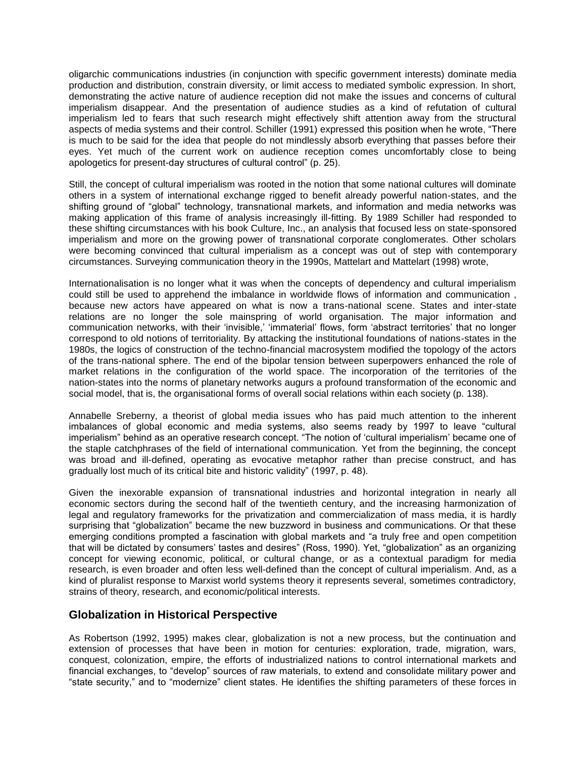oligarchic communications industries (in conjunction with specific government interests) dominate media production and distribution, constrain diversity, or limit access to mediated symbolic expression. In short, demonstrating the active nature of audience reception did not make the issues and concerns of cultural imperialism disappear. And the presentation of audience studies as a kind of refutation of cultural imperialism led to fears that such research might effectively shift attention away from the structural aspects of media systems and their control. Schiller (1991) expressed this position when he wrote, "There is much to be said for the idea that people do not mindlessly absorb everything that passes before their eyes. Yet much of the current work on audience reception comes uncomfortably close to being apologetics for present-day structures of cultural control" (p. 25).

Still, the concept of cultural imperialism was rooted in the notion that some national cultures will dominate others in a system of international exchange rigged to benefit already powerful nation-states, and the shifting ground of "global" technology, transnational markets, and information and media networks was making application of this frame of analysis increasingly ill-fitting. By 1989 Schiller had responded to these shifting circumstances with his book Culture, Inc., an analysis that focused less on state-sponsored imperialism and more on the growing power of transnational corporate conglomerates. Other scholars were becoming convinced that cultural imperialism as a concept was out of step with contemporary circumstances. Surveying communication theory in the 1990s, Mattelart and Mattelart (1998) wrote,

Internationalisation is no longer what it was when the concepts of dependency and cultural imperialism could still be used to apprehend the imbalance in worldwide flows of information and communication , because new actors have appeared on what is now a trans-national scene. States and inter-state relations are no longer the sole mainspring of world organisation. The major information and communication networks, with their 'invisible,' 'immaterial' flows, form 'abstract territories' that no longer correspond to old notions of territoriality. By attacking the institutional foundations of nations-states in the 1980s, the logics of construction of the techno-financial macrosystem modified the topology of the actors of the trans-national sphere. The end of the bipolar tension between superpowers enhanced the role of market relations in the configuration of the world space. The incorporation of the territories of the nation-states into the norms of planetary networks augurs a profound transformation of the economic and social model, that is, the organisational forms of overall social relations within each society (p. 138).

Annabelle Sreberny, a theorist of global media issues who has paid much attention to the inherent imbalances of global economic and media systems, also seems ready by 1997 to leave "cultural imperialism" behind as an operative research concept. "The notion of 'cultural imperialism' became one of the staple catchphrases of the field of international communication. Yet from the beginning, the concept was broad and ill-defined, operating as evocative metaphor rather than precise construct, and has gradually lost much of its critical bite and historic validity" (1997, p. 48).

Given the inexorable expansion of transnational industries and horizontal integration in nearly all economic sectors during the second half of the twentieth century, and the increasing harmonization of legal and regulatory frameworks for the privatization and commercialization of mass media, it is hardly surprising that "globalization" became the new buzzword in business and communications. Or that these emerging conditions prompted a fascination with global markets and "a truly free and open competition that will be dictated by consumers' tastes and desires" (Ross, 1990). Yet, "globalization" as an organizing concept for viewing economic, political, or cultural change, or as a contextual paradigm for media research, is even broader and often less well-defined than the concept of cultural imperialism. And, as a kind of pluralist response to Marxist world systems theory it represents several, sometimes contradictory, strains of theory, research, and economic/political interests.

## Globalization in Historical Perspective

As Robertson (1992, 1995) makes clear, globalization is not a new process, but the continuation and extension of processes that have been in motion for centuries: exploration, trade, migration, wars, conquest, colonization, empire, the efforts of industrialized nations to control international markets and financial exchanges, to "develop" sources of raw materials, to extend and consolidate military power and "state security," and to "modernize" client states. He identifies the shifting parameters of these forces in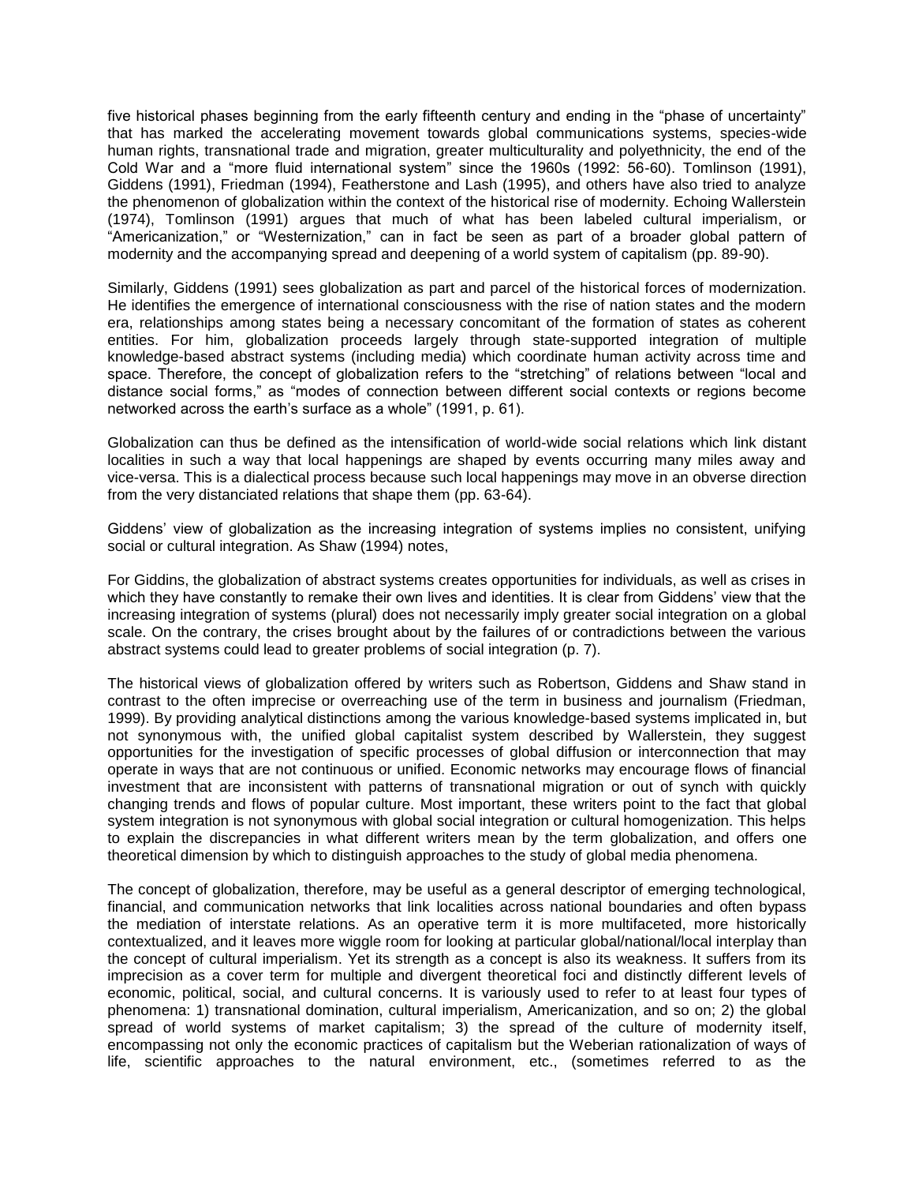five historical phases beginning from the early fifteenth century and ending in the "phase of uncertainty" that has marked the accelerating movement towards global communications systems, species-wide human rights, transnational trade and migration, greater multiculturality and polyethnicity, the end of the Cold War and a "more fluid international system" since the 1960s (1992: 56-60). Tomlinson (1991), Giddens (1991), Friedman (1994), Featherstone and Lash (1995), and others have also tried to analyze the phenomenon of globalization within the context of the historical rise of modernity. Echoing Wallerstein (1974), Tomlinson (1991) argues that much of what has been labeled cultural imperialism, or "Americanization," or "Westernization," can in fact be seen as part of a broader global pattern of modernity and the accompanying spread and deepening of a world system of capitalism (pp. 89-90).

Similarly, Giddens (1991) sees globalization as part and parcel of the historical forces of modernization. He identifies the emergence of international consciousness with the rise of nation states and the modern era, relationships among states being a necessary concomitant of the formation of states as coherent entities. For him, globalization proceeds largely through state-supported integration of multiple knowledge-based abstract systems (including media) which coordinate human activity across time and space. Therefore, the concept of globalization refers to the "stretching" of relations between "local and distance social forms," as "modes of connection between different social contexts or regions become networked across the earth's surface as a whole" (1991, p. 61).

Globalization can thus be defined as the intensification of world-wide social relations which link distant localities in such a way that local happenings are shaped by events occurring many miles away and vice-versa. This is a dialectical process because such local happenings may move in an obverse direction from the very distanciated relations that shape them (pp. 63-64).

Giddens' view of globalization as the increasing integration of systems implies no consistent, unifying social or cultural integration. As Shaw (1994) notes,

For Giddins, the globalization of abstract systems creates opportunities for individuals, as well as crises in which they have constantly to remake their own lives and identities. It is clear from Giddens' view that the increasing integration of systems (plural) does not necessarily imply greater social integration on a global scale. On the contrary, the crises brought about by the failures of or contradictions between the various abstract systems could lead to greater problems of social integration (p. 7).

The historical views of globalization offered by writers such as Robertson, Giddens and Shaw stand in contrast to the often imprecise or overreaching use of the term in business and journalism (Friedman, 1999). By providing analytical distinctions among the various knowledge-based systems implicated in, but not synonymous with, the unified global capitalist system described by Wallerstein, they suggest opportunities for the investigation of specific processes of global diffusion or interconnection that may operate in ways that are not continuous or unified. Economic networks may encourage flows of financial investment that are inconsistent with patterns of transnational migration or out of synch with quickly changing trends and flows of popular culture. Most important, these writers point to the fact that global system integration is not synonymous with global social integration or cultural homogenization. This helps to explain the discrepancies in what different writers mean by the term globalization, and offers one theoretical dimension by which to distinguish approaches to the study of global media phenomena.

The concept of globalization, therefore, may be useful as a general descriptor of emerging technological, financial, and communication networks that link localities across national boundaries and often bypass the mediation of interstate relations. As an operative term it is more multifaceted, more historically contextualized, and it leaves more wiggle room for looking at particular global/national/local interplay than the concept of cultural imperialism. Yet its strength as a concept is also its weakness. It suffers from its imprecision as a cover term for multiple and divergent theoretical foci and distinctly different levels of economic, political, social, and cultural concerns. It is variously used to refer to at least four types of phenomena: 1) transnational domination, cultural imperialism, Americanization, and so on; 2) the global spread of world systems of market capitalism; 3) the spread of the culture of modernity itself, encompassing not only the economic practices of capitalism but the Weberian rationalization of ways of life, scientific approaches to the natural environment, etc., (sometimes referred to as the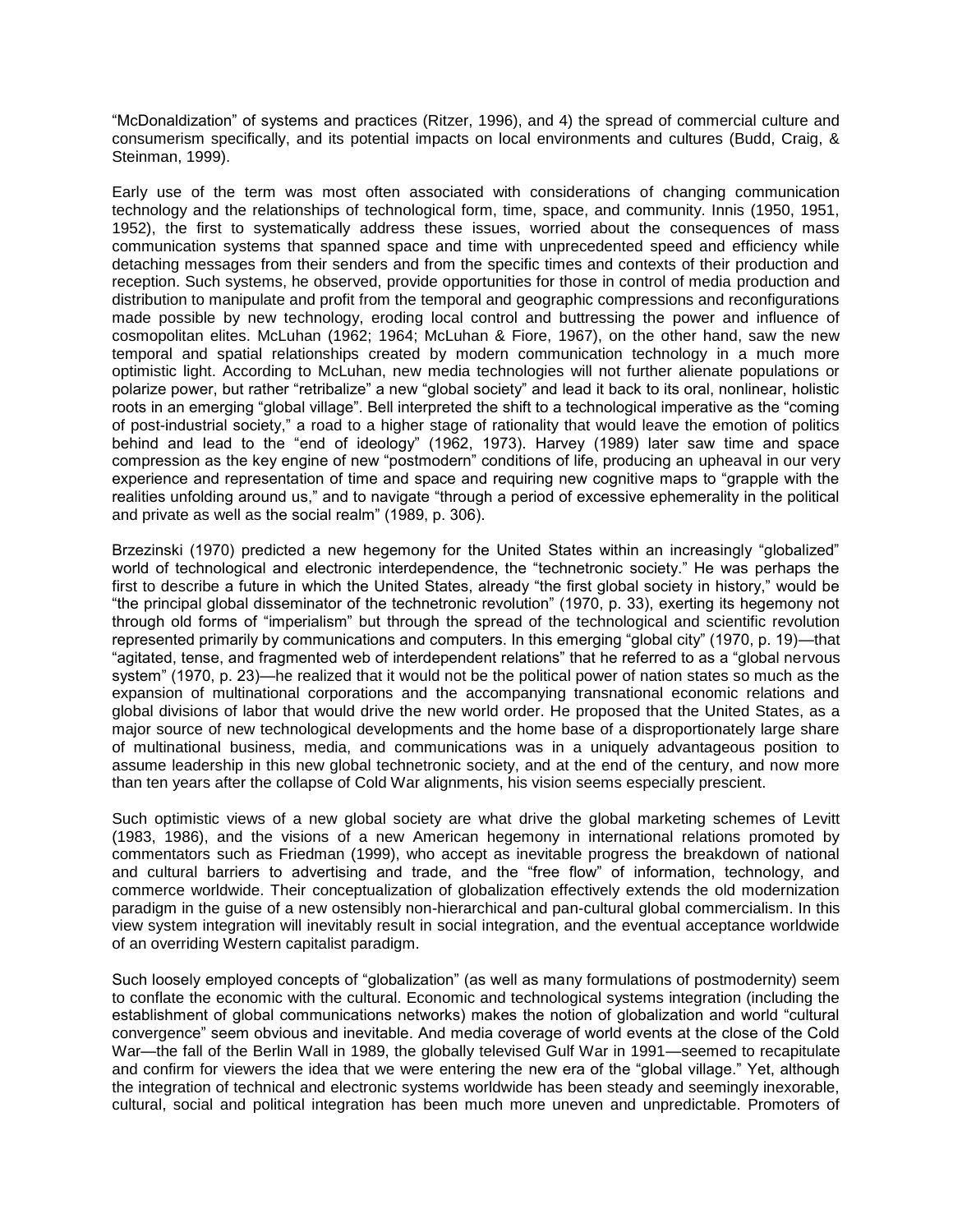"McDonaldization" of systems and practices (Ritzer, 1996), and 4) the spread of commercial culture and consumerism specifically, and its potential impacts on local environments and cultures (Budd, Craig, & Steinman, 1999).

Early use of the term was most often associated with considerations of changing communication technology and the relationships of technological form, time, space, and community. Innis (1950, 1951, 1952), the first to systematically address these issues, worried about the consequences of mass communication systems that spanned space and time with unprecedented speed and efficiency while detaching messages from their senders and from the specific times and contexts of their production and reception. Such systems, he observed, provide opportunities for those in control of media production and distribution to manipulate and profit from the temporal and geographic compressions and reconfigurations made possible by new technology, eroding local control and buttressing the power and influence of cosmopolitan elites. McLuhan (1962; 1964; McLuhan & Fiore, 1967), on the other hand, saw the new temporal and spatial relationships created by modern communication technology in a much more optimistic light. According to McLuhan, new media technologies will not further alienate populations or polarize power, but rather "retribalize" a new "global society" and lead it back to its oral, nonlinear, holistic roots in an emerging "global village". Bell interpreted the shift to a technological imperative as the "coming of post-industrial society," a road to a higher stage of rationality that would leave the emotion of politics behind and lead to the "end of ideology" (1962, 1973). Harvey (1989) later saw time and space compression as the key engine of new "postmodern" conditions of life, producing an upheaval in our very experience and representation of time and space and requiring new cognitive maps to "grapple with the realities unfolding around us," and to navigate "through a period of excessive ephemerality in the political and private as well as the social realm" (1989, p. 306).

Brzezinski (1970) predicted a new hegemony for the United States within an increasingly "globalized" world of technological and electronic interdependence, the "technetronic society." He was perhaps the first to describe a future in which the United States, already "the first global society in history," would be "the principal global disseminator of the technetronic revolution" (1970, p. 33), exerting its hegemony not through old forms of "imperialism" but through the spread of the technological and scientific revolution represented primarily by communications and computers. In this emerging "global city" (1970, p. 19)—that "agitated, tense, and fragmented web of interdependent relations" that he referred to as a "global nervous system" (1970, p. 23)—he realized that it would not be the political power of nation states so much as the expansion of multinational corporations and the accompanying transnational economic relations and global divisions of labor that would drive the new world order. He proposed that the United States, as a major source of new technological developments and the home base of a disproportionately large share of multinational business, media, and communications was in a uniquely advantageous position to assume leadership in this new global technetronic society, and at the end of the century, and now more than ten years after the collapse of Cold War alignments, his vision seems especially prescient.

Such optimistic views of a new global society are what drive the global marketing schemes of Levitt (1983, 1986), and the visions of a new American hegemony in international relations promoted by commentators such as Friedman (1999), who accept as inevitable progress the breakdown of national and cultural barriers to advertising and trade, and the "free flow" of information, technology, and commerce worldwide. Their conceptualization of globalization effectively extends the old modernization paradigm in the guise of a new ostensibly non-hierarchical and pan-cultural global commercialism. In this view system integration will inevitably result in social integration, and the eventual acceptance worldwide of an overriding Western capitalist paradigm.

Such loosely employed concepts of "globalization" (as well as many formulations of postmodernity) seem to conflate the economic with the cultural. Economic and technological systems integration (including the establishment of global communications networks) makes the notion of globalization and world "cultural convergence" seem obvious and inevitable. And media coverage of world events at the close of the Cold War—the fall of the Berlin Wall in 1989, the globally televised Gulf War in 1991—seemed to recapitulate and confirm for viewers the idea that we were entering the new era of the "global village." Yet, although the integration of technical and electronic systems worldwide has been steady and seemingly inexorable, cultural, social and political integration has been much more uneven and unpredictable. Promoters of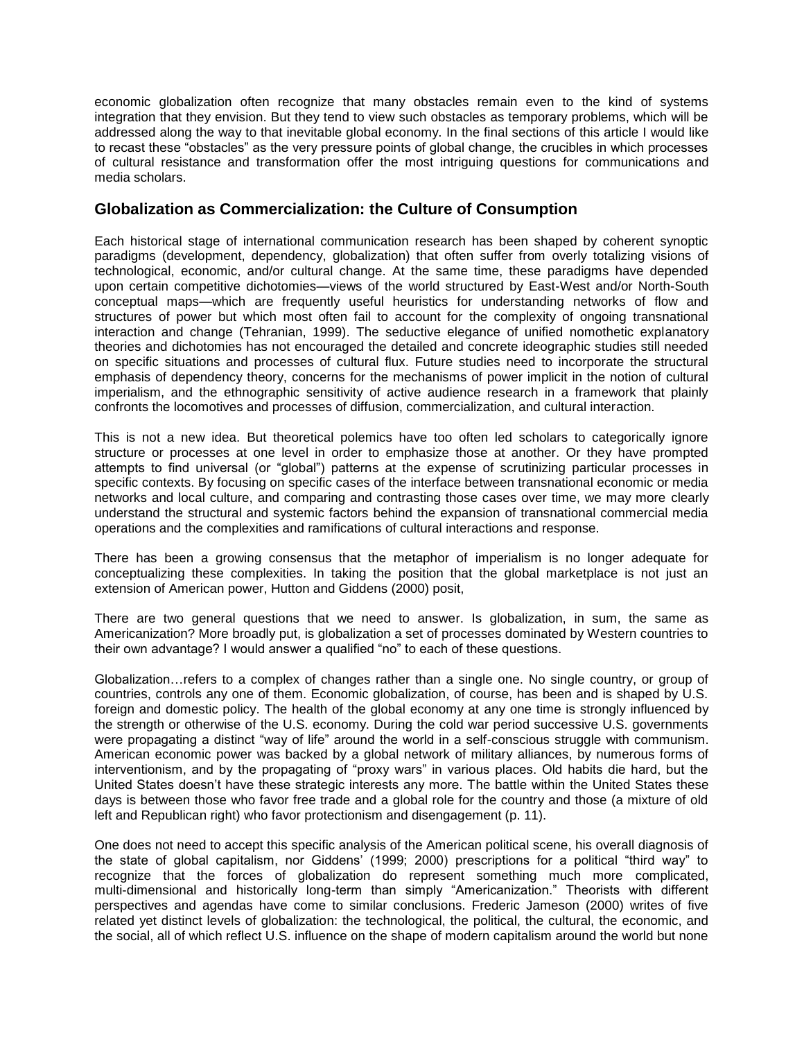economic globalization often recognize that many obstacles remain even to the kind of systems integration that they envision. But they tend to view such obstacles as temporary problems, which will be addressed along the way to that inevitable global economy. In the final sections of this article I would like to recast these "obstacles" as the very pressure points of global change, the crucibles in which processes of cultural resistance and transformation offer the most intriguing questions for communications and media scholars.

## Globalization as Commercialization: the Culture of Consumption

Each historical stage of international communication research has been shaped by coherent synoptic paradigms (development, dependency, globalization) that often suffer from overly totalizing visions of technological, economic, and/or cultural change. At the same time, these paradigms have depended upon certain competitive dichotomies—views of the world structured by East-West and/or North-South conceptual maps—which are frequently useful heuristics for understanding networks of flow and structures of power but which most often fail to account for the complexity of ongoing transnational interaction and change (Tehranian, 1999). The seductive elegance of unified nomothetic explanatory theories and dichotomies has not encouraged the detailed and concrete ideographic studies still needed on specific situations and processes of cultural flux. Future studies need to incorporate the structural emphasis of dependency theory, concerns for the mechanisms of power implicit in the notion of cultural imperialism, and the ethnographic sensitivity of active audience research in a framework that plainly confronts the locomotives and processes of diffusion, commercialization, and cultural interaction.

This is not a new idea. But theoretical polemics have too often led scholars to categorically ignore structure or processes at one level in order to emphasize those at another. Or they have prompted attempts to find universal (or "global") patterns at the expense of scrutinizing particular processes in specific contexts. By focusing on specific cases of the interface between transnational economic or media networks and local culture, and comparing and contrasting those cases over time, we may more clearly understand the structural and systemic factors behind the expansion of transnational commercial media operations and the complexities and ramifications of cultural interactions and response.

There has been a growing consensus that the metaphor of imperialism is no longer adequate for conceptualizing these complexities. In taking the position that the global marketplace is not just an extension of American power, Hutton and Giddens (2000) posit,

There are two general questions that we need to answer. Is globalization, in sum, the same as Americanization? More broadly put, is globalization a set of processes dominated by Western countries to their own advantage? I would answer a qualified "no" to each of these questions.

Globalization…refers to a complex of changes rather than a single one. No single country, or group of countries, controls any one of them. Economic globalization, of course, has been and is shaped by U.S. foreign and domestic policy. The health of the global economy at any one time is strongly influenced by the strength or otherwise of the U.S. economy. During the cold war period successive U.S. governments were propagating a distinct "way of life" around the world in a self-conscious struggle with communism. American economic power was backed by a global network of military alliances, by numerous forms of interventionism, and by the propagating of "proxy wars" in various places. Old habits die hard, but the United States doesn't have these strategic interests any more. The battle within the United States these days is between those who favor free trade and a global role for the country and those (a mixture of old left and Republican right) who favor protectionism and disengagement (p. 11).

One does not need to accept this specific analysis of the American political scene, his overall diagnosis of the state of global capitalism, nor Giddens' (1999; 2000) prescriptions for a political "third way" to recognize that the forces of globalization do represent something much more complicated, multi-dimensional and historically long-term than simply "Americanization." Theorists with different perspectives and agendas have come to similar conclusions. Frederic Jameson (2000) writes of five related yet distinct levels of globalization: the technological, the political, the cultural, the economic, and the social, all of which reflect U.S. influence on the shape of modern capitalism around the world but none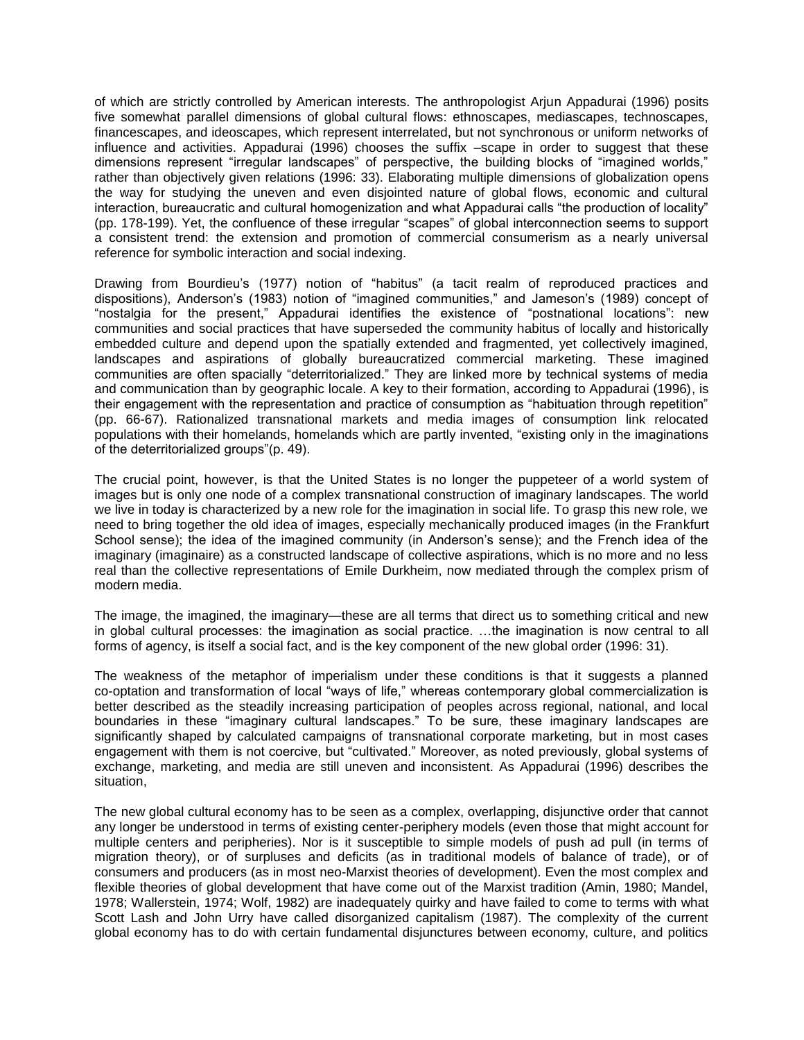of which are strictly controlled by American interests. The anthropologist Arjun Appadurai (1996) posits five somewhat parallel dimensions of global cultural flows: ethnoscapes, mediascapes, technoscapes, financescapes, and ideoscapes, which represent interrelated, but not synchronous or uniform networks of influence and activities. Appadurai (1996) chooses the suffix –scape in order to suggest that these dimensions represent "irregular landscapes" of perspective, the building blocks of "imagined worlds," rather than objectively given relations (1996: 33). Elaborating multiple dimensions of globalization opens the way for studying the uneven and even disjointed nature of global flows, economic and cultural interaction, bureaucratic and cultural homogenization and what Appadurai calls "the production of locality" (pp. 178-199). Yet, the confluence of these irregular "scapes" of global interconnection seems to support a consistent trend: the extension and promotion of commercial consumerism as a nearly universal reference for symbolic interaction and social indexing.

Drawing from Bourdieu's (1977) notion of "habitus" (a tacit realm of reproduced practices and dispositions), Anderson's (1983) notion of "imagined communities," and Jameson's (1989) concept of "nostalgia for the present," Appadurai identifies the existence of "postnational locations": new communities and social practices that have superseded the community habitus of locally and historically embedded culture and depend upon the spatially extended and fragmented, yet collectively imagined, landscapes and aspirations of globally bureaucratized commercial marketing. These imagined communities are often spacially "deterritorialized." They are linked more by technical systems of media and communication than by geographic locale. A key to their formation, according to Appadurai (1996), is their engagement with the representation and practice of consumption as "habituation through repetition" (pp. 66-67). Rationalized transnational markets and media images of consumption link relocated populations with their homelands, homelands which are partly invented, "existing only in the imaginations of the deterritorialized groups"(p. 49).

The crucial point, however, is that the United States is no longer the puppeteer of a world system of images but is only one node of a complex transnational construction of imaginary landscapes. The world we live in today is characterized by a new role for the imagination in social life. To grasp this new role, we need to bring together the old idea of images, especially mechanically produced images (in the Frankfurt School sense); the idea of the imagined community (in Anderson's sense); and the French idea of the imaginary (imaginaire) as a constructed landscape of collective aspirations, which is no more and no less real than the collective representations of Emile Durkheim, now mediated through the complex prism of modern media.

The image, the imagined, the imaginary—these are all terms that direct us to something critical and new in global cultural processes: the imagination as social practice. …the imagination is now central to all forms of agency, is itself a social fact, and is the key component of the new global order (1996: 31).

The weakness of the metaphor of imperialism under these conditions is that it suggests a planned co-optation and transformation of local "ways of life," whereas contemporary global commercialization is better described as the steadily increasing participation of peoples across regional, national, and local boundaries in these "imaginary cultural landscapes." To be sure, these imaginary landscapes are significantly shaped by calculated campaigns of transnational corporate marketing, but in most cases engagement with them is not coercive, but "cultivated." Moreover, as noted previously, global systems of exchange, marketing, and media are still uneven and inconsistent. As Appadurai (1996) describes the situation,

The new global cultural economy has to be seen as a complex, overlapping, disjunctive order that cannot any longer be understood in terms of existing center-periphery models (even those that might account for multiple centers and peripheries). Nor is it susceptible to simple models of push ad pull (in terms of migration theory), or of surpluses and deficits (as in traditional models of balance of trade), or of consumers and producers (as in most neo-Marxist theories of development). Even the most complex and flexible theories of global development that have come out of the Marxist tradition (Amin, 1980; Mandel, 1978; Wallerstein, 1974; Wolf, 1982) are inadequately quirky and have failed to come to terms with what Scott Lash and John Urry have called disorganized capitalism (1987). The complexity of the current global economy has to do with certain fundamental disjunctures between economy, culture, and politics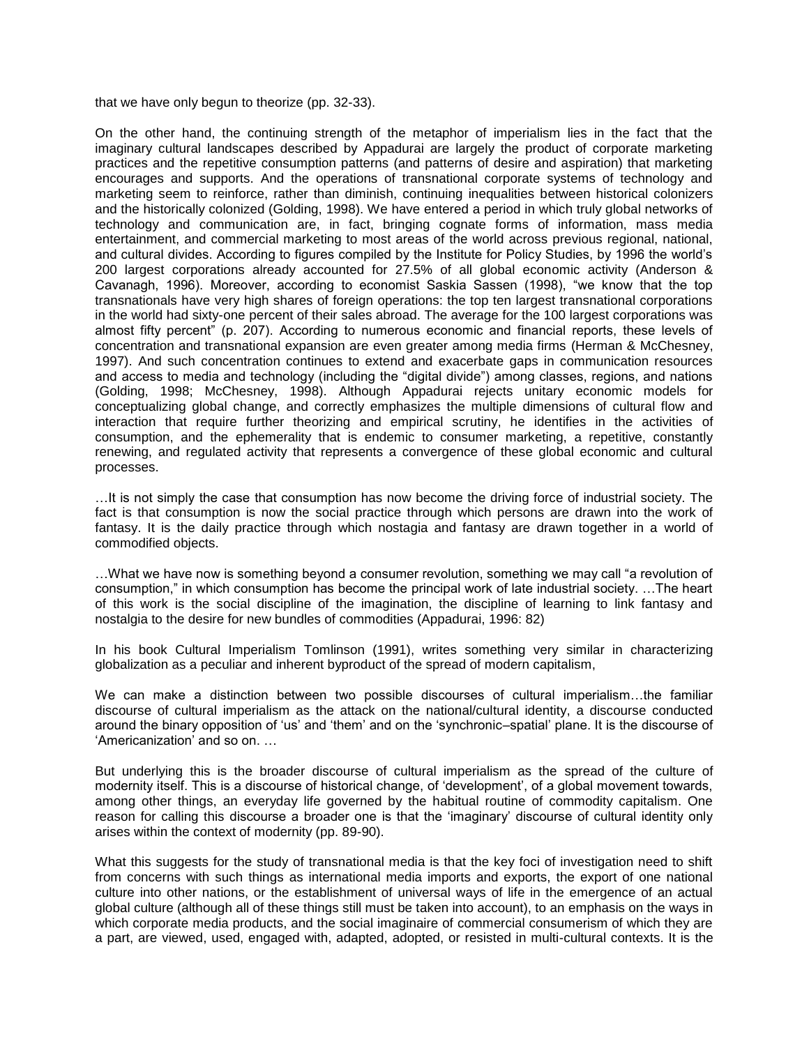that we have only begun to theorize (pp. 32-33).

On the other hand, the continuing strength of the metaphor of imperialism lies in the fact that the imaginary cultural landscapes described by Appadurai are largely the product of corporate marketing practices and the repetitive consumption patterns (and patterns of desire and aspiration) that marketing encourages and supports. And the operations of transnational corporate systems of technology and marketing seem to reinforce, rather than diminish, continuing inequalities between historical colonizers and the historically colonized (Golding, 1998). We have entered a period in which truly global networks of technology and communication are, in fact, bringing cognate forms of information, mass media entertainment, and commercial marketing to most areas of the world across previous regional, national, and cultural divides. According to figures compiled by the Institute for Policy Studies, by 1996 the world's 200 largest corporations already accounted for 27.5% of all global economic activity (Anderson & Cavanagh, 1996). Moreover, according to economist Saskia Sassen (1998), "we know that the top transnationals have very high shares of foreign operations: the top ten largest transnational corporations in the world had sixty-one percent of their sales abroad. The average for the 100 largest corporations was almost fifty percent" (p. 207). According to numerous economic and financial reports, these levels of concentration and transnational expansion are even greater among media firms (Herman & McChesney, 1997). And such concentration continues to extend and exacerbate gaps in communication resources and access to media and technology (including the "digital divide") among classes, regions, and nations (Golding, 1998; McChesney, 1998). Although Appadurai rejects unitary economic models for conceptualizing global change, and correctly emphasizes the multiple dimensions of cultural flow and interaction that require further theorizing and empirical scrutiny, he identifies in the activities of consumption, and the ephemerality that is endemic to consumer marketing, a repetitive, constantly renewing, and regulated activity that represents a convergence of these global economic and cultural processes.

…It is not simply the case that consumption has now become the driving force of industrial society. The fact is that consumption is now the social practice through which persons are drawn into the work of fantasy. It is the daily practice through which nostagia and fantasy are drawn together in a world of commodified objects.

…What we have now is something beyond a consumer revolution, something we may call "a revolution of consumption," in which consumption has become the principal work of late industrial society. …The heart of this work is the social discipline of the imagination, the discipline of learning to link fantasy and nostalgia to the desire for new bundles of commodities (Appadurai, 1996: 82)

In his book Cultural Imperialism Tomlinson (1991), writes something very similar in characterizing globalization as a peculiar and inherent byproduct of the spread of modern capitalism,

We can make a distinction between two possible discourses of cultural imperialism…the familiar discourse of cultural imperialism as the attack on the national/cultural identity, a discourse conducted around the binary opposition of 'us' and 'them' and on the 'synchronic–spatial' plane. It is the discourse of 'Americanization' and so on. …

But underlying this is the broader discourse of cultural imperialism as the spread of the culture of modernity itself. This is a discourse of historical change, of 'development', of a global movement towards, among other things, an everyday life governed by the habitual routine of commodity capitalism. One reason for calling this discourse a broader one is that the 'imaginary' discourse of cultural identity only arises within the context of modernity (pp. 89-90).

What this suggests for the study of transnational media is that the key foci of investigation need to shift from concerns with such things as international media imports and exports, the export of one national culture into other nations, or the establishment of universal ways of life in the emergence of an actual global culture (although all of these things still must be taken into account), to an emphasis on the ways in which corporate media products, and the social imaginaire of commercial consumerism of which they are a part, are viewed, used, engaged with, adapted, adopted, or resisted in multi-cultural contexts. It is the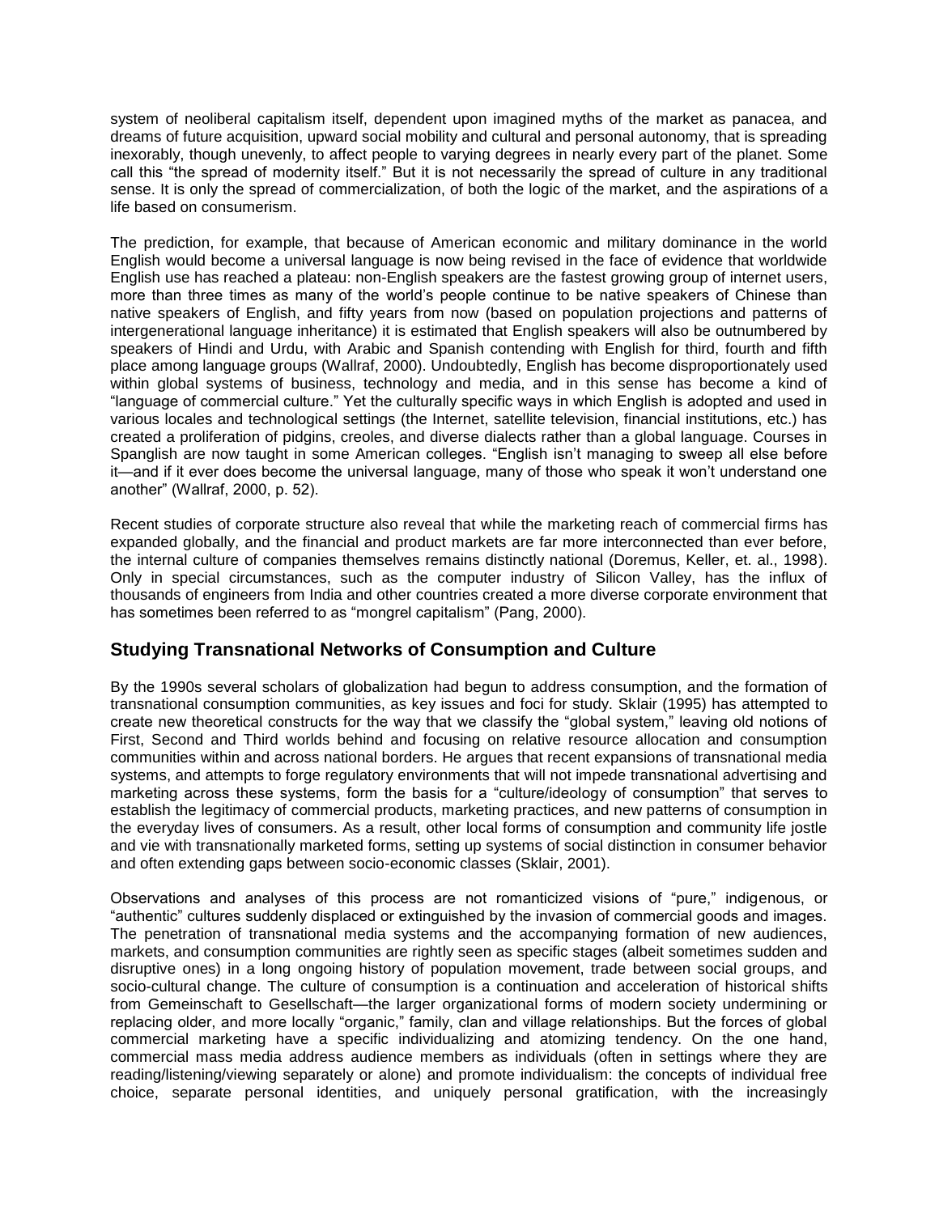system of neoliberal capitalism itself, dependent upon imagined myths of the market as panacea, and dreams of future acquisition, upward social mobility and cultural and personal autonomy, that is spreading inexorably, though unevenly, to affect people to varying degrees in nearly every part of the planet. Some call this "the spread of modernity itself." But it is not necessarily the spread of culture in any traditional sense. It is only the spread of commercialization, of both the logic of the market, and the aspirations of a life based on consumerism.

The prediction, for example, that because of American economic and military dominance in the world English would become a universal language is now being revised in the face of evidence that worldwide English use has reached a plateau: non-English speakers are the fastest growing group of internet users, more than three times as many of the world's people continue to be native speakers of Chinese than native speakers of English, and fifty years from now (based on population projections and patterns of intergenerational language inheritance) it is estimated that English speakers will also be outnumbered by speakers of Hindi and Urdu, with Arabic and Spanish contending with English for third, fourth and fifth place among language groups (Wallraf, 2000). Undoubtedly, English has become disproportionately used within global systems of business, technology and media, and in this sense has become a kind of "language of commercial culture." Yet the culturally specific ways in which English is adopted and used in various locales and technological settings (the Internet, satellite television, financial institutions, etc.) has created a proliferation of pidgins, creoles, and diverse dialects rather than a global language. Courses in Spanglish are now taught in some American colleges. "English isn't managing to sweep all else before it—and if it ever does become the universal language, many of those who speak it won't understand one another" (Wallraf, 2000, p. 52).

Recent studies of corporate structure also reveal that while the marketing reach of commercial firms has expanded globally, and the financial and product markets are far more interconnected than ever before, the internal culture of companies themselves remains distinctly national (Doremus, Keller, et. al., 1998). Only in special circumstances, such as the computer industry of Silicon Valley, has the influx of thousands of engineers from India and other countries created a more diverse corporate environment that has sometimes been referred to as "mongrel capitalism" (Pang, 2000).

## Studying Transnational Networks of Consumption and Culture

By the 1990s several scholars of globalization had begun to address consumption, and the formation of transnational consumption communities, as key issues and foci for study. Sklair (1995) has attempted to create new theoretical constructs for the way that we classify the "global system," leaving old notions of First, Second and Third worlds behind and focusing on relative resource allocation and consumption communities within and across national borders. He argues that recent expansions of transnational media systems, and attempts to forge regulatory environments that will not impede transnational advertising and marketing across these systems, form the basis for a "culture/ideology of consumption" that serves to establish the legitimacy of commercial products, marketing practices, and new patterns of consumption in the everyday lives of consumers. As a result, other local forms of consumption and community life jostle and vie with transnationally marketed forms, setting up systems of social distinction in consumer behavior and often extending gaps between socio-economic classes (Sklair, 2001).

Observations and analyses of this process are not romanticized visions of "pure," indigenous, or "authentic" cultures suddenly displaced or extinguished by the invasion of commercial goods and images. The penetration of transnational media systems and the accompanying formation of new audiences, markets, and consumption communities are rightly seen as specific stages (albeit sometimes sudden and disruptive ones) in a long ongoing history of population movement, trade between social groups, and socio-cultural change. The culture of consumption is a continuation and acceleration of historical shifts from Gemeinschaft to Gesellschaft—the larger organizational forms of modern society undermining or replacing older, and more locally "organic," family, clan and village relationships. But the forces of global commercial marketing have a specific individualizing and atomizing tendency. On the one hand, commercial mass media address audience members as individuals (often in settings where they are reading/listening/viewing separately or alone) and promote individualism: the concepts of individual free choice, separate personal identities, and uniquely personal gratification, with the increasingly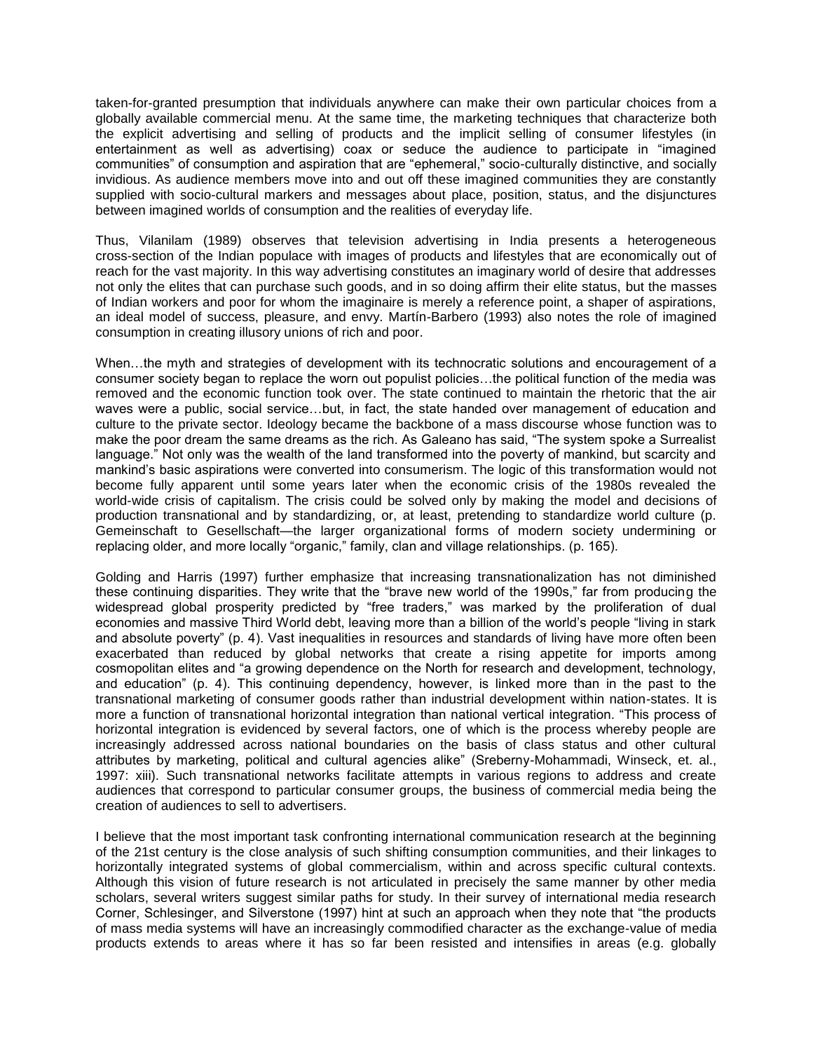taken-for-granted presumption that individuals anywhere can make their own particular choices from a globally available commercial menu. At the same time, the marketing techniques that characterize both the explicit advertising and selling of products and the implicit selling of consumer lifestyles (in entertainment as well as advertising) coax or seduce the audience to participate in "imagined communities" of consumption and aspiration that are "ephemeral," socio-culturally distinctive, and socially invidious. As audience members move into and out off these imagined communities they are constantly supplied with socio-cultural markers and messages about place, position, status, and the disjunctures between imagined worlds of consumption and the realities of everyday life.

Thus, Vilanilam (1989) observes that television advertising in India presents a heterogeneous cross-section of the Indian populace with images of products and lifestyles that are economically out of reach for the vast majority. In this way advertising constitutes an imaginary world of desire that addresses not only the elites that can purchase such goods, and in so doing affirm their elite status, but the masses of Indian workers and poor for whom the imaginaire is merely a reference point, a shaper of aspirations, an ideal model of success, pleasure, and envy. Martín-Barbero (1993) also notes the role of imagined consumption in creating illusory unions of rich and poor.

When…the myth and strategies of development with its technocratic solutions and encouragement of a consumer society began to replace the worn out populist policies…the political function of the media was removed and the economic function took over. The state continued to maintain the rhetoric that the air waves were a public, social service…but, in fact, the state handed over management of education and culture to the private sector. Ideology became the backbone of a mass discourse whose function was to make the poor dream the same dreams as the rich. As Galeano has said, "The system spoke a Surrealist language." Not only was the wealth of the land transformed into the poverty of mankind, but scarcity and mankind's basic aspirations were converted into consumerism. The logic of this transformation would not become fully apparent until some years later when the economic crisis of the 1980s revealed the world-wide crisis of capitalism. The crisis could be solved only by making the model and decisions of production transnational and by standardizing, or, at least, pretending to standardize world culture (p. Gemeinschaft to Gesellschaft—the larger organizational forms of modern society undermining or replacing older, and more locally "organic," family, clan and village relationships. (p. 165).

Golding and Harris (1997) further emphasize that increasing transnationalization has not diminished these continuing disparities. They write that the "brave new world of the 1990s," far from producing the widespread global prosperity predicted by "free traders," was marked by the proliferation of dual economies and massive Third World debt, leaving more than a billion of the world's people "living in stark and absolute poverty" (p. 4). Vast inequalities in resources and standards of living have more often been exacerbated than reduced by global networks that create a rising appetite for imports among cosmopolitan elites and "a growing dependence on the North for research and development, technology, and education" (p. 4). This continuing dependency, however, is linked more than in the past to the transnational marketing of consumer goods rather than industrial development within nation-states. It is more a function of transnational horizontal integration than national vertical integration. "This process of horizontal integration is evidenced by several factors, one of which is the process whereby people are increasingly addressed across national boundaries on the basis of class status and other cultural attributes by marketing, political and cultural agencies alike" (Sreberny-Mohammadi, Winseck, et. al., 1997: xiii). Such transnational networks facilitate attempts in various regions to address and create audiences that correspond to particular consumer groups, the business of commercial media being the creation of audiences to sell to advertisers.

I believe that the most important task confronting international communication research at the beginning of the 21st century is the close analysis of such shifting consumption communities, and their linkages to horizontally integrated systems of global commercialism, within and across specific cultural contexts. Although this vision of future research is not articulated in precisely the same manner by other media scholars, several writers suggest similar paths for study. In their survey of international media research Corner, Schlesinger, and Silverstone (1997) hint at such an approach when they note that "the products of mass media systems will have an increasingly commodified character as the exchange-value of media products extends to areas where it has so far been resisted and intensifies in areas (e.g. globally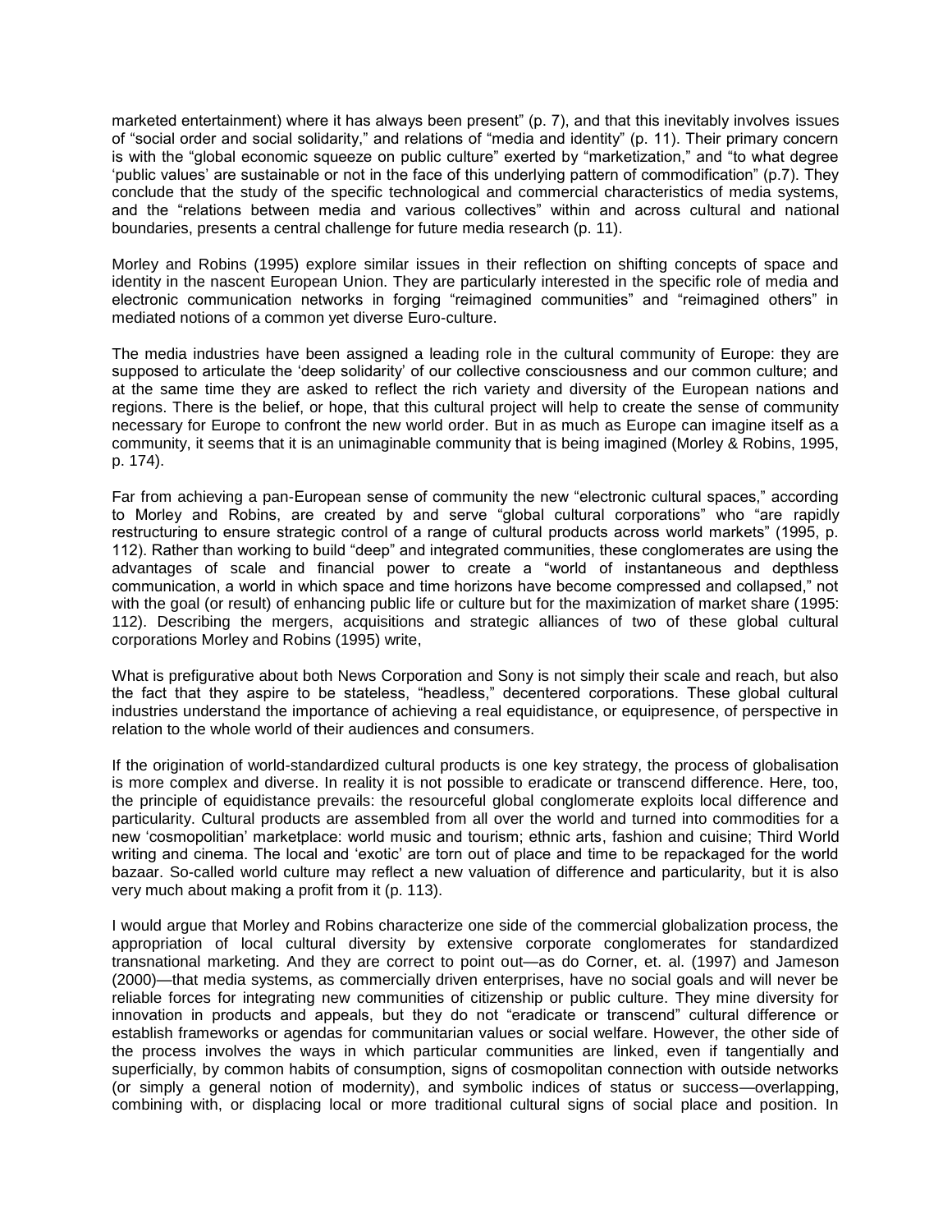marketed entertainment) where it has always been present" (p. 7), and that this inevitably involves issues of "social order and social solidarity," and relations of "media and identity" (p. 11). Their primary concern is with the "global economic squeeze on public culture" exerted by "marketization," and "to what degree 'public values' are sustainable or not in the face of this underlying pattern of commodification" (p.7). They conclude that the study of the specific technological and commercial characteristics of media systems, and the "relations between media and various collectives" within and across cultural and national boundaries, presents a central challenge for future media research (p. 11).

Morley and Robins (1995) explore similar issues in their reflection on shifting concepts of space and identity in the nascent European Union. They are particularly interested in the specific role of media and electronic communication networks in forging "reimagined communities" and "reimagined others" in mediated notions of a common yet diverse Euro-culture.

The media industries have been assigned a leading role in the cultural community of Europe: they are supposed to articulate the 'deep solidarity' of our collective consciousness and our common culture; and at the same time they are asked to reflect the rich variety and diversity of the European nations and regions. There is the belief, or hope, that this cultural project will help to create the sense of community necessary for Europe to confront the new world order. But in as much as Europe can imagine itself as a community, it seems that it is an unimaginable community that is being imagined (Morley & Robins, 1995, p. 174).

Far from achieving a pan-European sense of community the new "electronic cultural spaces," according to Morley and Robins, are created by and serve "global cultural corporations" who "are rapidly restructuring to ensure strategic control of a range of cultural products across world markets" (1995, p. 112). Rather than working to build "deep" and integrated communities, these conglomerates are using the advantages of scale and financial power to create a "world of instantaneous and depthless communication, a world in which space and time horizons have become compressed and collapsed," not with the goal (or result) of enhancing public life or culture but for the maximization of market share (1995: 112). Describing the mergers, acquisitions and strategic alliances of two of these global cultural corporations Morley and Robins (1995) write,

What is prefigurative about both News Corporation and Sony is not simply their scale and reach, but also the fact that they aspire to be stateless, "headless," decentered corporations. These global cultural industries understand the importance of achieving a real equidistance, or equipresence, of perspective in relation to the whole world of their audiences and consumers.

If the origination of world-standardized cultural products is one key strategy, the process of globalisation is more complex and diverse. In reality it is not possible to eradicate or transcend difference. Here, too, the principle of equidistance prevails: the resourceful global conglomerate exploits local difference and particularity. Cultural products are assembled from all over the world and turned into commodities for a new 'cosmopolitian' marketplace: world music and tourism; ethnic arts, fashion and cuisine; Third World writing and cinema. The local and 'exotic' are torn out of place and time to be repackaged for the world bazaar. So-called world culture may reflect a new valuation of difference and particularity, but it is also very much about making a profit from it (p. 113).

I would argue that Morley and Robins characterize one side of the commercial globalization process, the appropriation of local cultural diversity by extensive corporate conglomerates for standardized transnational marketing. And they are correct to point out—as do Corner, et. al. (1997) and Jameson (2000)—that media systems, as commercially driven enterprises, have no social goals and will never be reliable forces for integrating new communities of citizenship or public culture. They mine diversity for innovation in products and appeals, but they do not "eradicate or transcend" cultural difference or establish frameworks or agendas for communitarian values or social welfare. However, the other side of the process involves the ways in which particular communities are linked, even if tangentially and superficially, by common habits of consumption, signs of cosmopolitan connection with outside networks (or simply a general notion of modernity), and symbolic indices of status or success—overlapping, combining with, or displacing local or more traditional cultural signs of social place and position. In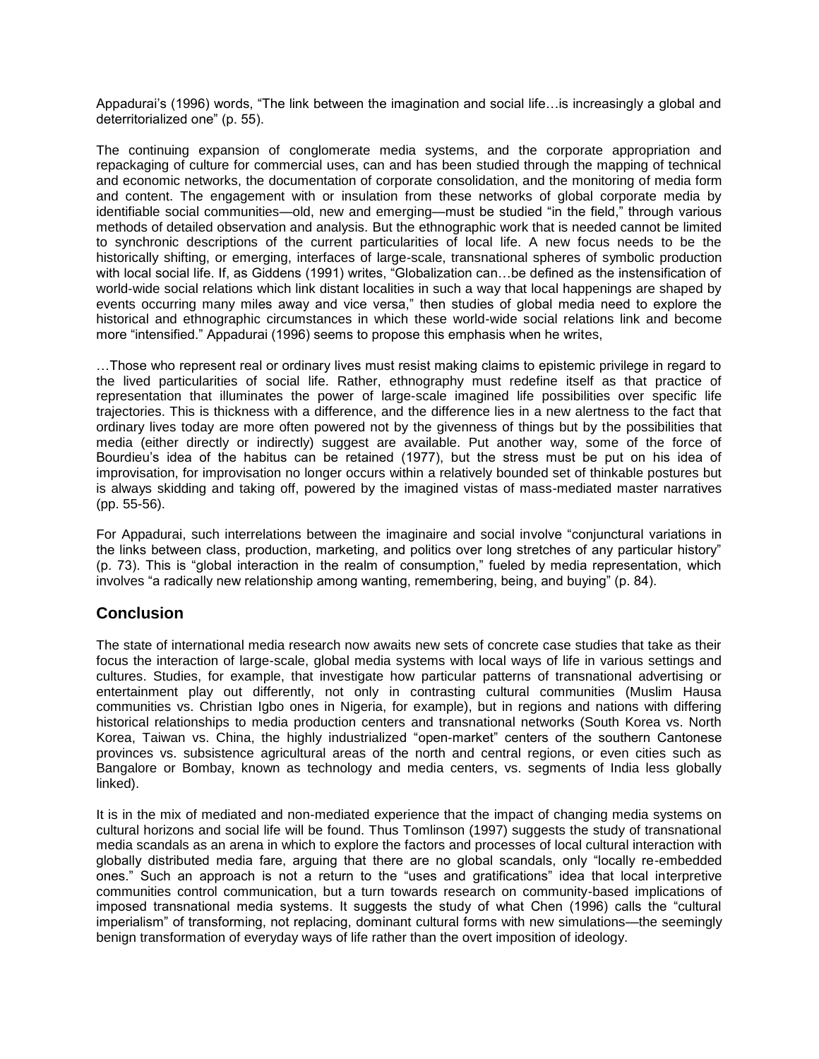Appadurai's (1996) words, "The link between the imagination and social life…is increasingly a global and deterritorialized one" (p. 55).

The continuing expansion of conglomerate media systems, and the corporate appropriation and repackaging of culture for commercial uses, can and has been studied through the mapping of technical and economic networks, the documentation of corporate consolidation, and the monitoring of media form and content. The engagement with or insulation from these networks of global corporate media by identifiable social communities—old, new and emerging—must be studied "in the field," through various methods of detailed observation and analysis. But the ethnographic work that is needed cannot be limited to synchronic descriptions of the current particularities of local life. A new focus needs to be the historically shifting, or emerging, interfaces of large-scale, transnational spheres of symbolic production with local social life. If, as Giddens (1991) writes, "Globalization can…be defined as the instensification of world-wide social relations which link distant localities in such a way that local happenings are shaped by events occurring many miles away and vice versa," then studies of global media need to explore the historical and ethnographic circumstances in which these world-wide social relations link and become more "intensified." Appadurai (1996) seems to propose this emphasis when he writes,

…Those who represent real or ordinary lives must resist making claims to epistemic privilege in regard to the lived particularities of social life. Rather, ethnography must redefine itself as that practice of representation that illuminates the power of large-scale imagined life possibilities over specific life trajectories. This is thickness with a difference, and the difference lies in a new alertness to the fact that ordinary lives today are more often powered not by the givenness of things but by the possibilities that media (either directly or indirectly) suggest are available. Put another way, some of the force of Bourdieu's idea of the habitus can be retained (1977), but the stress must be put on his idea of improvisation, for improvisation no longer occurs within a relatively bounded set of thinkable postures but is always skidding and taking off, powered by the imagined vistas of mass-mediated master narratives (pp. 55-56).

For Appadurai, such interrelations between the imaginaire and social involve "conjunctural variations in the links between class, production, marketing, and politics over long stretches of any particular history" (p. 73). This is "global interaction in the realm of consumption," fueled by media representation, which involves "a radically new relationship among wanting, remembering, being, and buying" (p. 84).

## Conclusion

The state of international media research now awaits new sets of concrete case studies that take as their focus the interaction of large-scale, global media systems with local ways of life in various settings and cultures. Studies, for example, that investigate how particular patterns of transnational advertising or entertainment play out differently, not only in contrasting cultural communities (Muslim Hausa communities vs. Christian Igbo ones in Nigeria, for example), but in regions and nations with differing historical relationships to media production centers and transnational networks (South Korea vs. North Korea, Taiwan vs. China, the highly industrialized "open-market" centers of the southern Cantonese provinces vs. subsistence agricultural areas of the north and central regions, or even cities such as Bangalore or Bombay, known as technology and media centers, vs. segments of India less globally linked).

It is in the mix of mediated and non-mediated experience that the impact of changing media systems on cultural horizons and social life will be found. Thus Tomlinson (1997) suggests the study of transnational media scandals as an arena in which to explore the factors and processes of local cultural interaction with globally distributed media fare, arguing that there are no global scandals, only "locally re-embedded ones." Such an approach is not a return to the "uses and gratifications" idea that local interpretive communities control communication, but a turn towards research on community-based implications of imposed transnational media systems. It suggests the study of what Chen (1996) calls the "cultural imperialism" of transforming, not replacing, dominant cultural forms with new simulations—the seemingly benign transformation of everyday ways of life rather than the overt imposition of ideology.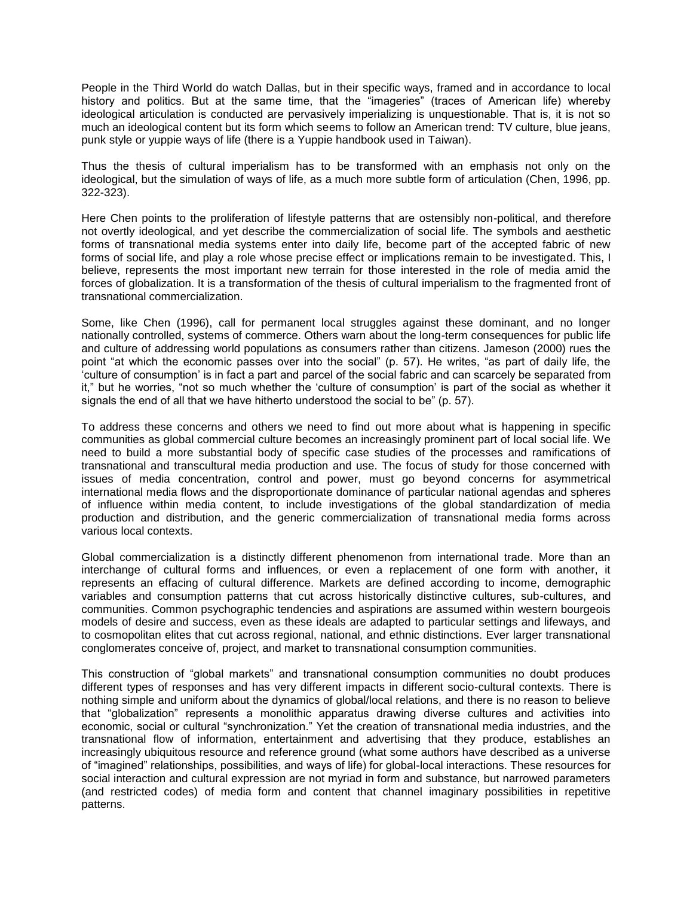People in the Third World do watch Dallas, but in their specific ways, framed and in accordance to local history and politics. But at the same time, that the "imageries" (traces of American life) whereby ideological articulation is conducted are pervasively imperializing is unquestionable. That is, it is not so much an ideological content but its form which seems to follow an American trend: TV culture, blue jeans, punk style or yuppie ways of life (there is a Yuppie handbook used in Taiwan).

Thus the thesis of cultural imperialism has to be transformed with an emphasis not only on the ideological, but the simulation of ways of life, as a much more subtle form of articulation (Chen, 1996, pp. 322-323).

Here Chen points to the proliferation of lifestyle patterns that are ostensibly non-political, and therefore not overtly ideological, and yet describe the commercialization of social life. The symbols and aesthetic forms of transnational media systems enter into daily life, become part of the accepted fabric of new forms of social life, and play a role whose precise effect or implications remain to be investigated. This, I believe, represents the most important new terrain for those interested in the role of media amid the forces of globalization. It is a transformation of the thesis of cultural imperialism to the fragmented front of transnational commercialization.

Some, like Chen (1996), call for permanent local struggles against these dominant, and no longer nationally controlled, systems of commerce. Others warn about the long-term consequences for public life and culture of addressing world populations as consumers rather than citizens. Jameson (2000) rues the point "at which the economic passes over into the social" (p. 57). He writes, "as part of daily life, the 'culture of consumption' is in fact a part and parcel of the social fabric and can scarcely be separated from it," but he worries, "not so much whether the 'culture of consumption' is part of the social as whether it signals the end of all that we have hitherto understood the social to be" (p. 57).

To address these concerns and others we need to find out more about what is happening in specific communities as global commercial culture becomes an increasingly prominent part of local social life. We need to build a more substantial body of specific case studies of the processes and ramifications of transnational and transcultural media production and use. The focus of study for those concerned with issues of media concentration, control and power, must go beyond concerns for asymmetrical international media flows and the disproportionate dominance of particular national agendas and spheres of influence within media content, to include investigations of the global standardization of media production and distribution, and the generic commercialization of transnational media forms across various local contexts.

Global commercialization is a distinctly different phenomenon from international trade. More than an interchange of cultural forms and influences, or even a replacement of one form with another, it represents an effacing of cultural difference. Markets are defined according to income, demographic variables and consumption patterns that cut across historically distinctive cultures, sub-cultures, and communities. Common psychographic tendencies and aspirations are assumed within western bourgeois models of desire and success, even as these ideals are adapted to particular settings and lifeways, and to cosmopolitan elites that cut across regional, national, and ethnic distinctions. Ever larger transnational conglomerates conceive of, project, and market to transnational consumption communities.

This construction of "global markets" and transnational consumption communities no doubt produces different types of responses and has very different impacts in different socio-cultural contexts. There is nothing simple and uniform about the dynamics of global/local relations, and there is no reason to believe that "globalization" represents a monolithic apparatus drawing diverse cultures and activities into economic, social or cultural "synchronization." Yet the creation of transnational media industries, and the transnational flow of information, entertainment and advertising that they produce, establishes an increasingly ubiquitous resource and reference ground (what some authors have described as a universe of "imagined" relationships, possibilities, and ways of life) for global-local interactions. These resources for social interaction and cultural expression are not myriad in form and substance, but narrowed parameters (and restricted codes) of media form and content that channel imaginary possibilities in repetitive patterns.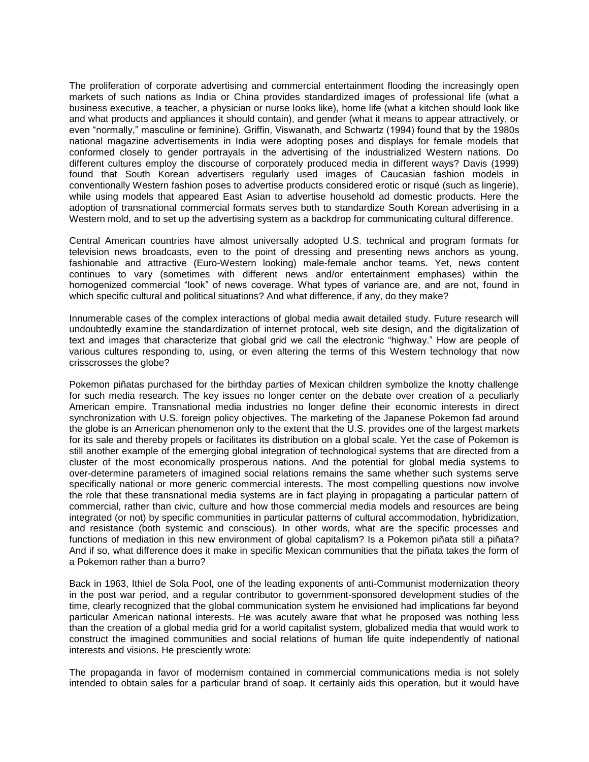The proliferation of corporate advertising and commercial entertainment flooding the increasingly open markets of such nations as India or China provides standardized images of professional life (what a business executive, a teacher, a physician or nurse looks like), home life (what a kitchen should look like and what products and appliances it should contain), and gender (what it means to appear attractively, or even "normally," masculine or feminine). Griffin, Viswanath, and Schwartz (1994) found that by the 1980s national magazine advertisements in India were adopting poses and displays for female models that conformed closely to gender portrayals in the advertising of the industrialized Western nations. Do different cultures employ the discourse of corporately produced media in different ways? Davis (1999) found that South Korean advertisers regularly used images of Caucasian fashion models in conventionally Western fashion poses to advertise products considered erotic or risqué (such as lingerie), while using models that appeared East Asian to advertise household ad domestic products. Here the adoption of transnational commercial formats serves both to standardize South Korean advertising in a Western mold, and to set up the advertising system as a backdrop for communicating cultural difference.

Central American countries have almost universally adopted U.S. technical and program formats for television news broadcasts, even to the point of dressing and presenting news anchors as young, fashionable and attractive (Euro-Western looking) male-female anchor teams. Yet, news content continues to vary (sometimes with different news and/or entertainment emphases) within the homogenized commercial "look" of news coverage. What types of variance are, and are not, found in which specific cultural and political situations? And what difference, if any, do they make?

Innumerable cases of the complex interactions of global media await detailed study. Future research will undoubtedly examine the standardization of internet protocal, web site design, and the digitalization of text and images that characterize that global grid we call the electronic "highway." How are people of various cultures responding to, using, or even altering the terms of this Western technology that now crisscrosses the globe?

Pokemon piñatas purchased for the birthday parties of Mexican children symbolize the knotty challenge for such media research. The key issues no longer center on the debate over creation of a peculiarly American empire. Transnational media industries no longer define their economic interests in direct synchronization with U.S. foreign policy objectives. The marketing of the Japanese Pokemon fad around the globe is an American phenomenon only to the extent that the U.S. provides one of the largest markets for its sale and thereby propels or facilitates its distribution on a global scale. Yet the case of Pokemon is still another example of the emerging global integration of technological systems that are directed from a cluster of the most economically prosperous nations. And the potential for global media systems to over-determine parameters of imagined social relations remains the same whether such systems serve specifically national or more generic commercial interests. The most compelling questions now involve the role that these transnational media systems are in fact playing in propagating a particular pattern of commercial, rather than civic, culture and how those commercial media models and resources are being integrated (or not) by specific communities in particular patterns of cultural accommodation, hybridization, and resistance (both systemic and conscious). In other words, what are the specific processes and functions of mediation in this new environment of global capitalism? Is a Pokemon piñata still a piñata? And if so, what difference does it make in specific Mexican communities that the piñata takes the form of a Pokemon rather than a burro?

Back in 1963, Ithiel de Sola Pool, one of the leading exponents of anti-Communist modernization theory in the post war period, and a regular contributor to government-sponsored development studies of the time, clearly recognized that the global communication system he envisioned had implications far beyond particular American national interests. He was acutely aware that what he proposed was nothing less than the creation of a global media grid for a world capitalist system, globalized media that would work to construct the imagined communities and social relations of human life quite independently of national interests and visions. He presciently wrote:

The propaganda in favor of modernism contained in commercial communications media is not solely intended to obtain sales for a particular brand of soap. It certainly aids this operation, but it would have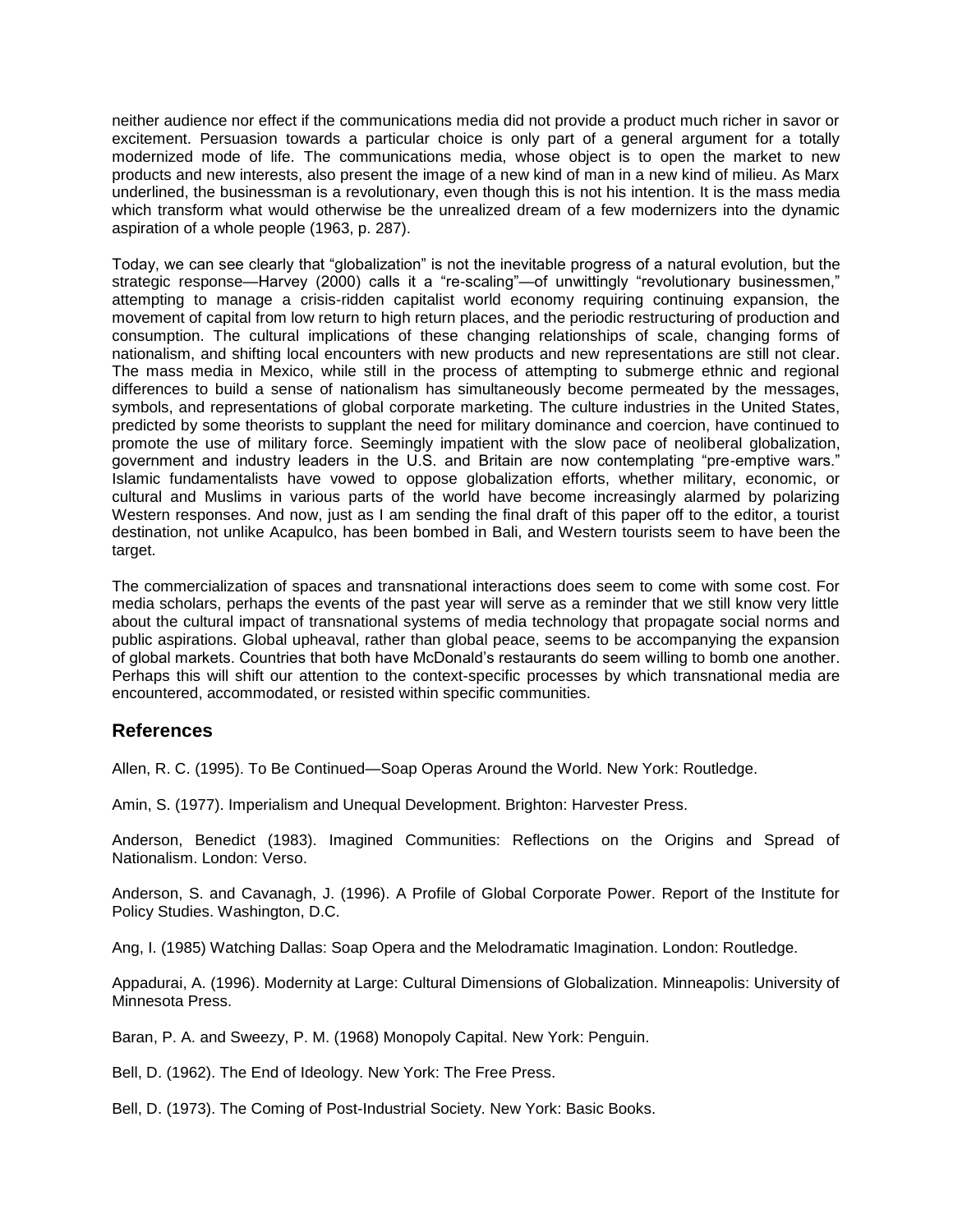neither audience nor effect if the communications media did not provide a product much richer in savor or excitement. Persuasion towards a particular choice is only part of a general argument for a totally modernized mode of life. The communications media, whose object is to open the market to new products and new interests, also present the image of a new kind of man in a new kind of milieu. As Marx underlined, the businessman is a revolutionary, even though this is not his intention. It is the mass media which transform what would otherwise be the unrealized dream of a few modernizers into the dynamic aspiration of a whole people (1963, p. 287).

Today, we can see clearly that "globalization" is not the inevitable progress of a natural evolution, but the strategic response—Harvey (2000) calls it a "re-scaling"—of unwittingly "revolutionary businessmen," attempting to manage a crisis-ridden capitalist world economy requiring continuing expansion, the movement of capital from low return to high return places, and the periodic restructuring of production and consumption. The cultural implications of these changing relationships of scale, changing forms of nationalism, and shifting local encounters with new products and new representations are still not clear. The mass media in Mexico, while still in the process of attempting to submerge ethnic and regional differences to build a sense of nationalism has simultaneously become permeated by the messages, symbols, and representations of global corporate marketing. The culture industries in the United States, predicted by some theorists to supplant the need for military dominance and coercion, have continued to promote the use of military force. Seemingly impatient with the slow pace of neoliberal globalization, government and industry leaders in the U.S. and Britain are now contemplating "pre-emptive wars." Islamic fundamentalists have vowed to oppose globalization efforts, whether military, economic, or cultural and Muslims in various parts of the world have become increasingly alarmed by polarizing Western responses. And now, just as I am sending the final draft of this paper off to the editor, a tourist destination, not unlike Acapulco, has been bombed in Bali, and Western tourists seem to have been the target.

The commercialization of spaces and transnational interactions does seem to come with some cost. For media scholars, perhaps the events of the past year will serve as a reminder that we still know very little about the cultural impact of transnational systems of media technology that propagate social norms and public aspirations. Global upheaval, rather than global peace, seems to be accompanying the expansion of global markets. Countries that both have McDonald's restaurants do seem willing to bomb one another. Perhaps this will shift our attention to the context-specific processes by which transnational media are encountered, accommodated, or resisted within specific communities.

## References

Allen, R. C. (1995). To Be Continued—Soap Operas Around the World. New York: Routledge.

Amin, S. (1977). Imperialism and Unequal Development. Brighton: Harvester Press.

Anderson, Benedict (1983). Imagined Communities: Reflections on the Origins and Spread of Nationalism. London: Verso.

Anderson, S. and Cavanagh, J. (1996). A Profile of Global Corporate Power. Report of the Institute for Policy Studies. Washington, D.C.

Ang, I. (1985) Watching Dallas: Soap Opera and the Melodramatic Imagination. London: Routledge.

Appadurai, A. (1996). Modernity at Large: Cultural Dimensions of Globalization. Minneapolis: University of Minnesota Press.

Baran, P. A. and Sweezy, P. M. (1968) Monopoly Capital. New York: Penguin.

Bell, D. (1962). The End of Ideology. New York: The Free Press.

Bell, D. (1973). The Coming of Post-Industrial Society. New York: Basic Books.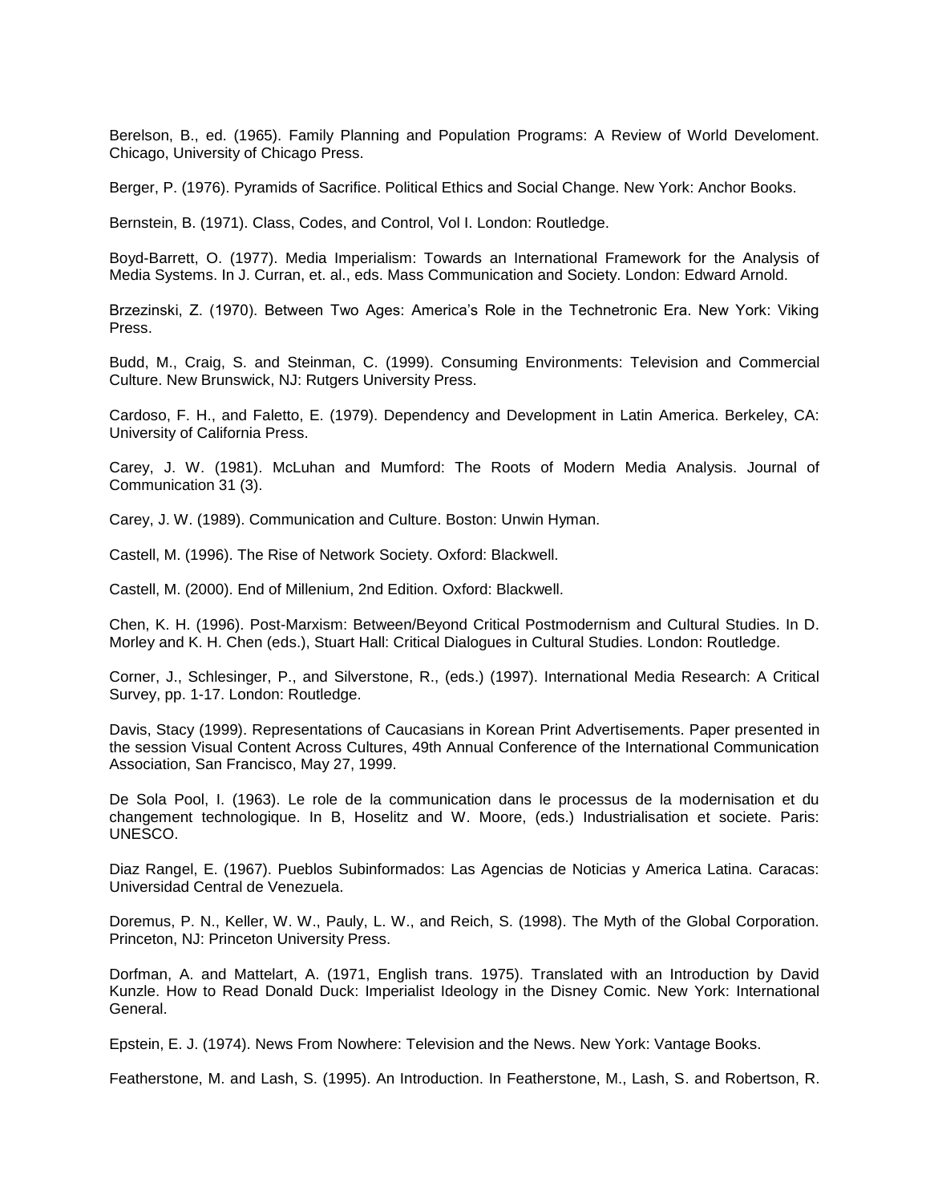Berelson, B., ed. (1965). Family Planning and Population Programs: A Review of World Develoment. Chicago, University of Chicago Press.

Berger, P. (1976). Pyramids of Sacrifice. Political Ethics and Social Change. New York: Anchor Books.

Bernstein, B. (1971). Class, Codes, and Control, Vol I. London: Routledge.

Boyd-Barrett, O. (1977). Media Imperialism: Towards an International Framework for the Analysis of Media Systems. In J. Curran, et. al., eds. Mass Communication and Society. London: Edward Arnold.

Brzezinski, Z. (1970). Between Two Ages: America's Role in the Technetronic Era. New York: Viking Press.

Budd, M., Craig, S. and Steinman, C. (1999). Consuming Environments: Television and Commercial Culture. New Brunswick, NJ: Rutgers University Press.

Cardoso, F. H., and Faletto, E. (1979). Dependency and Development in Latin America. Berkeley, CA: University of California Press.

Carey, J. W. (1981). McLuhan and Mumford: The Roots of Modern Media Analysis. Journal of Communication 31 (3).

Carey, J. W. (1989). Communication and Culture. Boston: Unwin Hyman.

Castell, M. (1996). The Rise of Network Society. Oxford: Blackwell.

Castell, M. (2000). End of Millenium, 2nd Edition. Oxford: Blackwell.

Chen, K. H. (1996). Post-Marxism: Between/Beyond Critical Postmodernism and Cultural Studies. In D. Morley and K. H. Chen (eds.), Stuart Hall: Critical Dialogues in Cultural Studies. London: Routledge.

Corner, J., Schlesinger, P., and Silverstone, R., (eds.) (1997). International Media Research: A Critical Survey, pp. 1-17. London: Routledge.

Davis, Stacy (1999). Representations of Caucasians in Korean Print Advertisements. Paper presented in the session Visual Content Across Cultures, 49th Annual Conference of the International Communication Association, San Francisco, May 27, 1999.

De Sola Pool, I. (1963). Le role de la communication dans le processus de la modernisation et du changement technologique. In B, Hoselitz and W. Moore, (eds.) Industrialisation et societe. Paris: UNESCO.

Diaz Rangel, E. (1967). Pueblos Subinformados: Las Agencias de Noticias y America Latina. Caracas: Universidad Central de Venezuela.

Doremus, P. N., Keller, W. W., Pauly, L. W., and Reich, S. (1998). The Myth of the Global Corporation. Princeton, NJ: Princeton University Press.

Dorfman, A. and Mattelart, A. (1971, English trans. 1975). Translated with an Introduction by David Kunzle. How to Read Donald Duck: Imperialist Ideology in the Disney Comic. New York: International General.

Epstein, E. J. (1974). News From Nowhere: Television and the News. New York: Vantage Books.

Featherstone, M. and Lash, S. (1995). An Introduction. In Featherstone, M., Lash, S. and Robertson, R.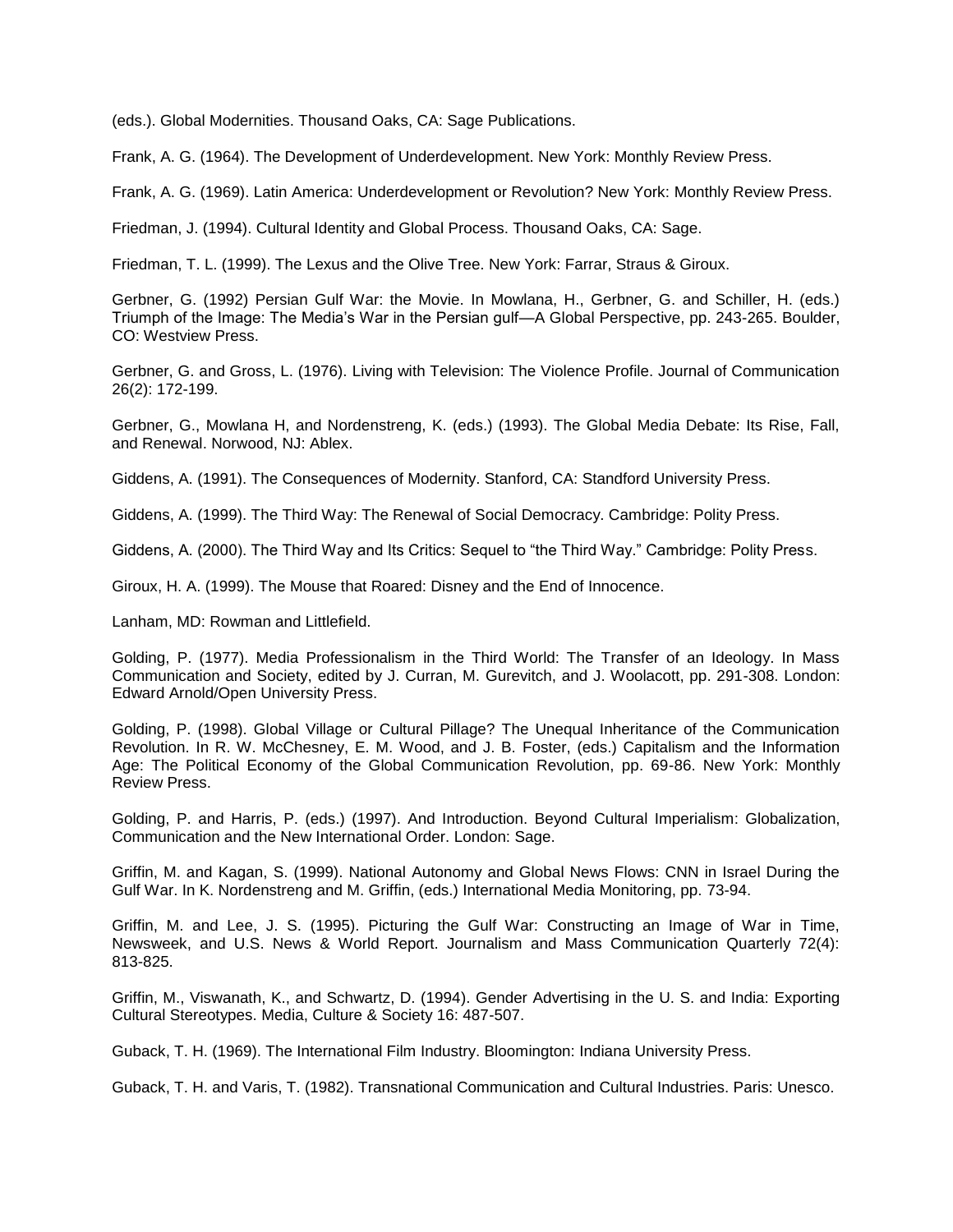(eds.). Global Modernities. Thousand Oaks, CA: Sage Publications.

Frank, A. G. (1964). The Development of Underdevelopment. New York: Monthly Review Press.

Frank, A. G. (1969). Latin America: Underdevelopment or Revolution? New York: Monthly Review Press.

Friedman, J. (1994). Cultural Identity and Global Process. Thousand Oaks, CA: Sage.

Friedman, T. L. (1999). The Lexus and the Olive Tree. New York: Farrar, Straus & Giroux.

Gerbner, G. (1992) Persian Gulf War: the Movie. In Mowlana, H., Gerbner, G. and Schiller, H. (eds.) Triumph of the Image: The Media's War in the Persian gulf—A Global Perspective, pp. 243-265. Boulder, CO: Westview Press.

Gerbner, G. and Gross, L. (1976). Living with Television: The Violence Profile. Journal of Communication 26(2): 172-199.

Gerbner, G., Mowlana H, and Nordenstreng, K. (eds.) (1993). The Global Media Debate: Its Rise, Fall, and Renewal. Norwood, NJ: Ablex.

Giddens, A. (1991). The Consequences of Modernity. Stanford, CA: Standford University Press.

Giddens, A. (1999). The Third Way: The Renewal of Social Democracy. Cambridge: Polity Press.

Giddens, A. (2000). The Third Way and Its Critics: Sequel to "the Third Way." Cambridge: Polity Press.

Giroux, H. A. (1999). The Mouse that Roared: Disney and the End of Innocence.

Lanham, MD: Rowman and Littlefield.

Golding, P. (1977). Media Professionalism in the Third World: The Transfer of an Ideology. In Mass Communication and Society, edited by J. Curran, M. Gurevitch, and J. Woolacott, pp. 291-308. London: Edward Arnold/Open University Press.

Golding, P. (1998). Global Village or Cultural Pillage? The Unequal Inheritance of the Communication Revolution. In R. W. McChesney, E. M. Wood, and J. B. Foster, (eds.) Capitalism and the Information Age: The Political Economy of the Global Communication Revolution, pp. 69-86. New York: Monthly Review Press.

Golding, P. and Harris, P. (eds.) (1997). And Introduction. Beyond Cultural Imperialism: Globalization, Communication and the New International Order. London: Sage.

Griffin, M. and Kagan, S. (1999). National Autonomy and Global News Flows: CNN in Israel During the Gulf War. In K. Nordenstreng and M. Griffin, (eds.) International Media Monitoring, pp. 73-94.

Griffin, M. and Lee, J. S. (1995). Picturing the Gulf War: Constructing an Image of War in Time, Newsweek, and U.S. News & World Report. Journalism and Mass Communication Quarterly 72(4): 813-825.

Griffin, M., Viswanath, K., and Schwartz, D. (1994). Gender Advertising in the U. S. and India: Exporting Cultural Stereotypes. Media, Culture & Society 16: 487-507.

Guback, T. H. (1969). The International Film Industry. Bloomington: Indiana University Press.

Guback, T. H. and Varis, T. (1982). Transnational Communication and Cultural Industries. Paris: Unesco.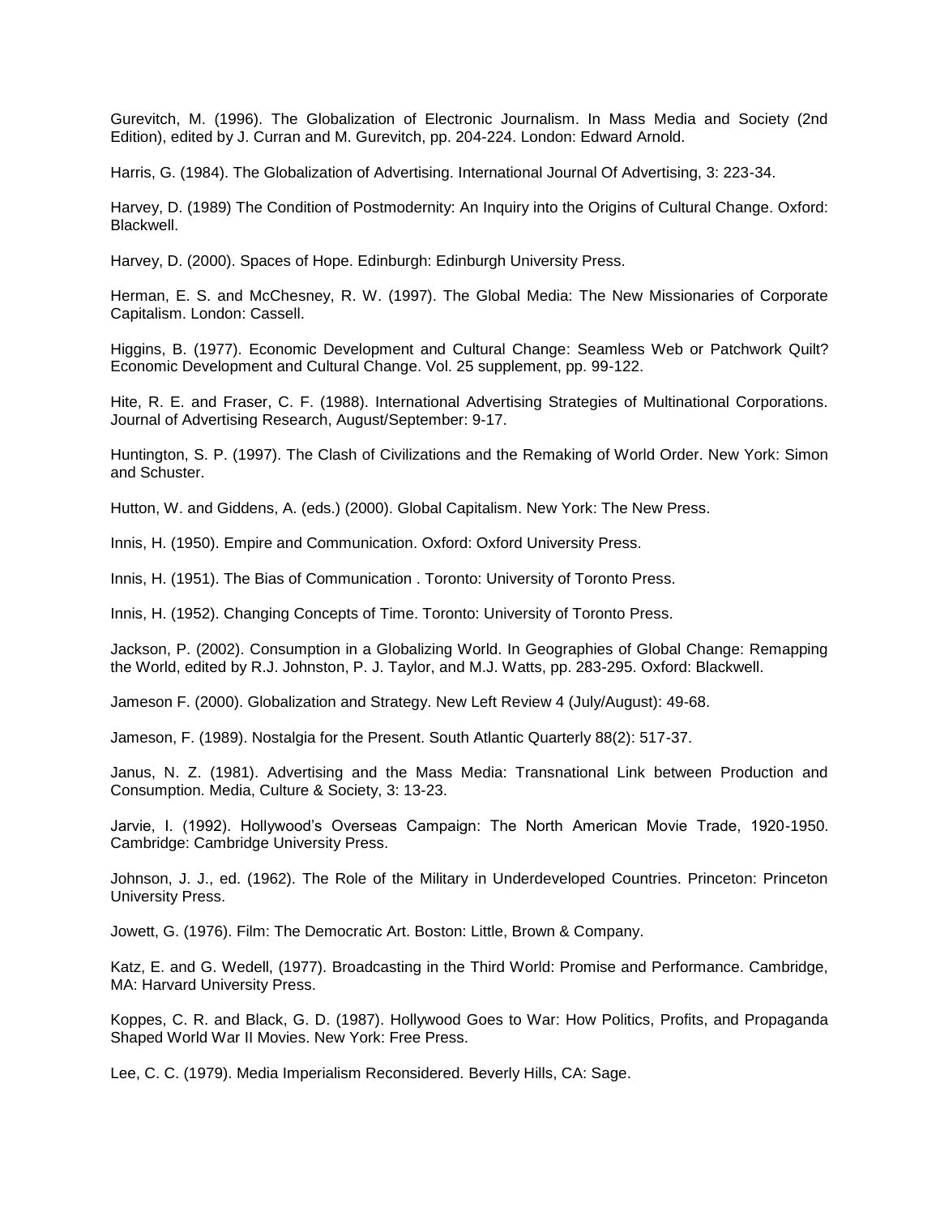Gurevitch, M. (1996). The Globalization of Electronic Journalism. In Mass Media and Society (2nd Edition), edited by J. Curran and M. Gurevitch, pp. 204-224. London: Edward Arnold.

Harris, G. (1984). The Globalization of Advertising. International Journal Of Advertising, 3: 223-34.

Harvey, D. (1989) The Condition of Postmodernity: An Inquiry into the Origins of Cultural Change. Oxford: Blackwell.

Harvey, D. (2000). Spaces of Hope. Edinburgh: Edinburgh University Press.

Herman, E. S. and McChesney, R. W. (1997). The Global Media: The New Missionaries of Corporate Capitalism. London: Cassell.

Higgins, B. (1977). Economic Development and Cultural Change: Seamless Web or Patchwork Quilt? Economic Development and Cultural Change. Vol. 25 supplement, pp. 99-122.

Hite, R. E. and Fraser, C. F. (1988). International Advertising Strategies of Multinational Corporations. Journal of Advertising Research, August/September: 9-17.

Huntington, S. P. (1997). The Clash of Civilizations and the Remaking of World Order. New York: Simon and Schuster.

Hutton, W. and Giddens, A. (eds.) (2000). Global Capitalism. New York: The New Press.

Innis, H. (1950). Empire and Communication. Oxford: Oxford University Press.

Innis, H. (1951). The Bias of Communication . Toronto: University of Toronto Press.

Innis, H. (1952). Changing Concepts of Time. Toronto: University of Toronto Press.

Jackson, P. (2002). Consumption in a Globalizing World. In Geographies of Global Change: Remapping the World, edited by R.J. Johnston, P. J. Taylor, and M.J. Watts, pp. 283-295. Oxford: Blackwell.

Jameson F. (2000). Globalization and Strategy. New Left Review 4 (July/August): 49-68.

Jameson, F. (1989). Nostalgia for the Present. South Atlantic Quarterly 88(2): 517-37.

Janus, N. Z. (1981). Advertising and the Mass Media: Transnational Link between Production and Consumption. Media, Culture & Society, 3: 13-23.

Jarvie, I. (1992). Hollywood's Overseas Campaign: The North American Movie Trade, 1920-1950. Cambridge: Cambridge University Press.

Johnson, J. J., ed. (1962). The Role of the Military in Underdeveloped Countries. Princeton: Princeton University Press.

Jowett, G. (1976). Film: The Democratic Art. Boston: Little, Brown & Company.

Katz, E. and G. Wedell, (1977). Broadcasting in the Third World: Promise and Performance. Cambridge, MA: Harvard University Press.

Koppes, C. R. and Black, G. D. (1987). Hollywood Goes to War: How Politics, Profits, and Propaganda Shaped World War II Movies. New York: Free Press.

Lee, C. C. (1979). Media Imperialism Reconsidered. Beverly Hills, CA: Sage.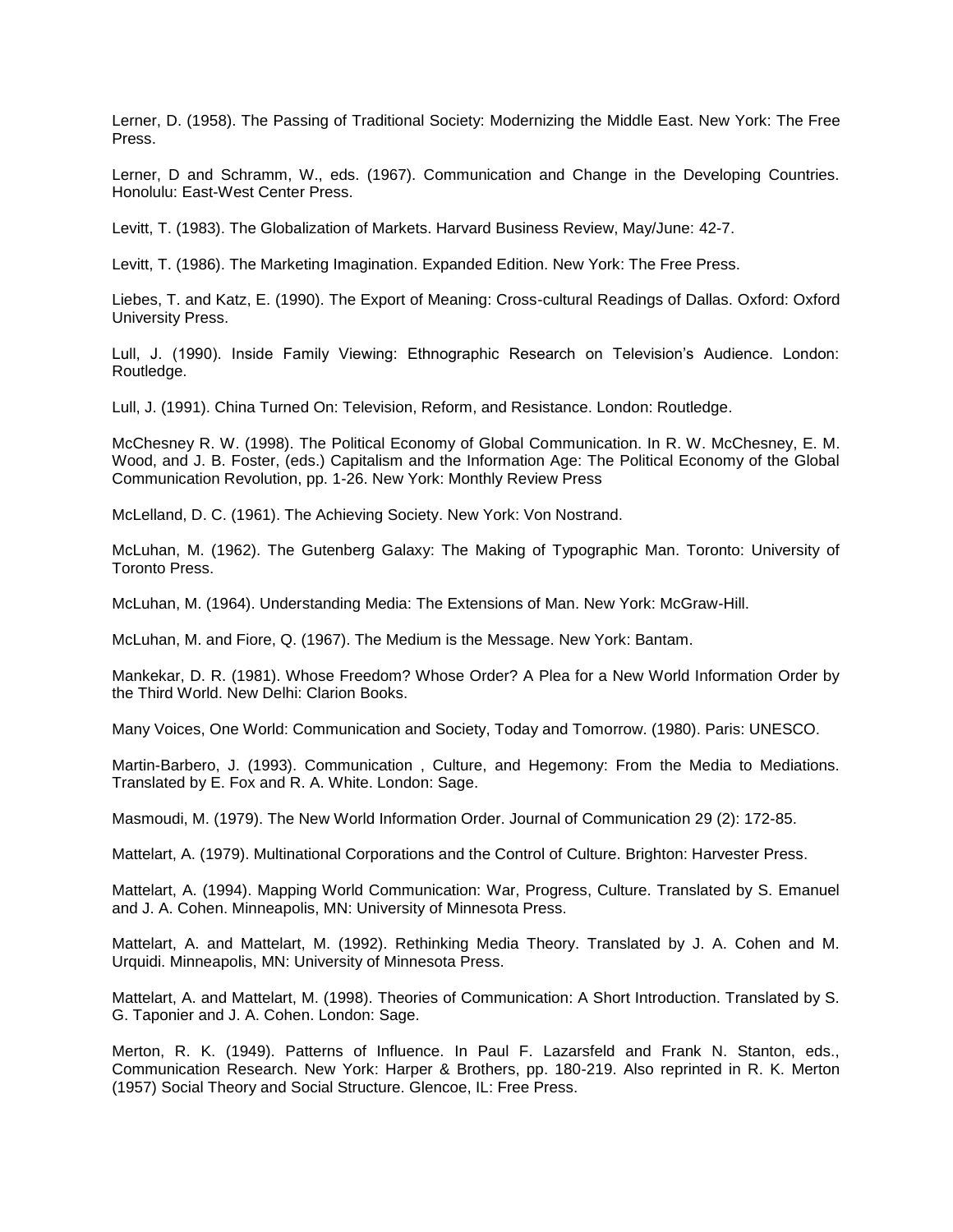Lerner, D. (1958). The Passing of Traditional Society: Modernizing the Middle East. New York: The Free Press.

Lerner, D and Schramm, W., eds. (1967). Communication and Change in the Developing Countries. Honolulu: East-West Center Press.

Levitt, T. (1983). The Globalization of Markets. Harvard Business Review, May/June: 42-7.

Levitt, T. (1986). The Marketing Imagination. Expanded Edition. New York: The Free Press.

Liebes, T. and Katz, E. (1990). The Export of Meaning: Cross-cultural Readings of Dallas. Oxford: Oxford University Press.

Lull, J. (1990). Inside Family Viewing: Ethnographic Research on Television's Audience. London: Routledge.

Lull, J. (1991). China Turned On: Television, Reform, and Resistance. London: Routledge.

McChesney R. W. (1998). The Political Economy of Global Communication. In R. W. McChesney, E. M. Wood, and J. B. Foster, (eds.) Capitalism and the Information Age: The Political Economy of the Global Communication Revolution, pp. 1-26. New York: Monthly Review Press

McLelland, D. C. (1961). The Achieving Society. New York: Von Nostrand.

McLuhan, M. (1962). The Gutenberg Galaxy: The Making of Typographic Man. Toronto: University of Toronto Press.

McLuhan, M. (1964). Understanding Media: The Extensions of Man. New York: McGraw-Hill.

McLuhan, M. and Fiore, Q. (1967). The Medium is the Message. New York: Bantam.

Mankekar, D. R. (1981). Whose Freedom? Whose Order? A Plea for a New World Information Order by the Third World. New Delhi: Clarion Books.

Many Voices, One World: Communication and Society, Today and Tomorrow. (1980). Paris: UNESCO.

Martin-Barbero, J. (1993). Communication , Culture, and Hegemony: From the Media to Mediations. Translated by E. Fox and R. A. White. London: Sage.

Masmoudi, M. (1979). The New World Information Order. Journal of Communication 29 (2): 172-85.

Mattelart, A. (1979). Multinational Corporations and the Control of Culture. Brighton: Harvester Press.

Mattelart, A. (1994). Mapping World Communication: War, Progress, Culture. Translated by S. Emanuel and J. A. Cohen. Minneapolis, MN: University of Minnesota Press.

Mattelart, A. and Mattelart, M. (1992). Rethinking Media Theory. Translated by J. A. Cohen and M. Urquidi. Minneapolis, MN: University of Minnesota Press.

Mattelart, A. and Mattelart, M. (1998). Theories of Communication: A Short Introduction. Translated by S. G. Taponier and J. A. Cohen. London: Sage.

Merton, R. K. (1949). Patterns of Influence. In Paul F. Lazarsfeld and Frank N. Stanton, eds., Communication Research. New York: Harper & Brothers, pp. 180-219. Also reprinted in R. K. Merton (1957) Social Theory and Social Structure. Glencoe, IL: Free Press.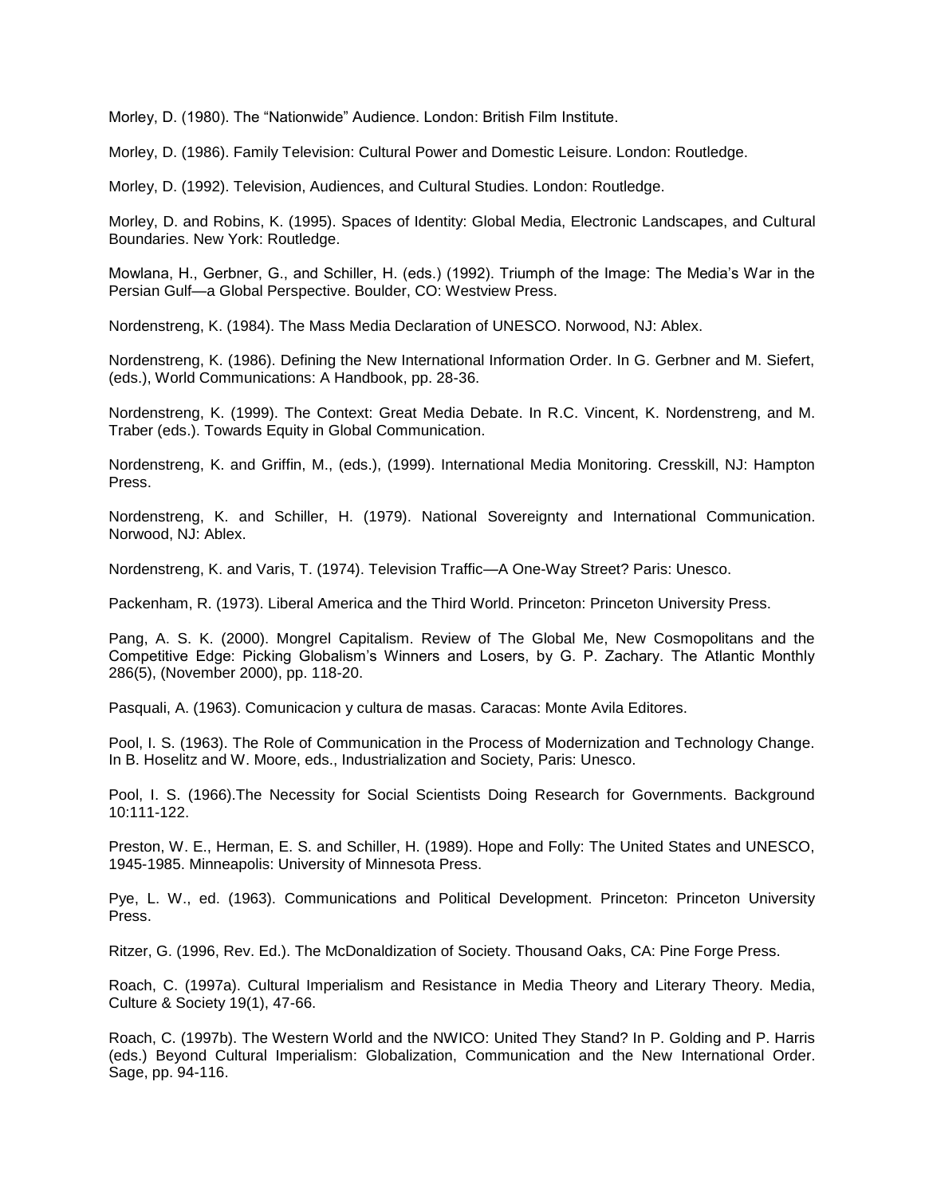Morley, D. (1980). The “Nationwide” Audience. London: British Film Institute.

Morley, D. (1986). Family Television: Cultural Power and Domestic Leisure. London: Routledge.

Morley, D. (1992). Television, Audiences, and Cultural Studies. London: Routledge.

Morley, D. and Robins, K. (1995). Spaces of Identity: Global Media, Electronic Landscapes, and Cultural Boundaries. New York: Routledge.

Mowlana, H., Gerbner, G., and Schiller, H. (eds.) (1992). Triumph of the Image: The Media’s War in the Persian Gulf—a Global Perspective. Boulder, CO: Westview Press.

Nordenstreng, K. (1984). The Mass Media Declaration of UNESCO. Norwood, NJ: Ablex.

Nordenstreng, K. (1986). Defining the New International Information Order. In G. Gerbner and M. Siefert, (eds.), World Communications: A Handbook, pp. 28-36.

Nordenstreng, K. (1999). The Context: Great Media Debate. In R.C. Vincent, K. Nordenstreng, and M. Traber (eds.). Towards Equity in Global Communication.

Nordenstreng, K. and Griffin, M., (eds.), (1999). International Media Monitoring. Cresskill, NJ: Hampton Press.

Nordenstreng, K. and Schiller, H. (1979). National Sovereignty and International Communication. Norwood, NJ: Ablex.

Nordenstreng, K. and Varis, T. (1974). Television Traffic—A One-Way Street? Paris: Unesco.

Packenham, R. (1973). Liberal America and the Third World. Princeton: Princeton University Press.

Pang, A. S. K. (2000). Mongrel Capitalism. Review of The Global Me, New Cosmopolitans and the Competitive Edge: Picking Globalism’s Winners and Losers, by G. P. Zachary. The Atlantic Monthly 286(5), (November 2000), pp. 118-20.

Pasquali, A. (1963). Comunicacion y cultura de masas. Caracas: Monte Avila Editores.

Pool, I. S. (1963). The Role of Communication in the Process of Modernization and Technology Change. In B. Hoselitz and W. Moore, eds., Industrialization and Society, Paris: Unesco.

Pool, I. S. (1966).The Necessity for Social Scientists Doing Research for Governments. Background 10:111-122.

Preston, W. E., Herman, E. S. and Schiller, H. (1989). Hope and Folly: The United States and UNESCO, 1945-1985. Minneapolis: University of Minnesota Press.

Pye, L. W., ed. (1963). Communications and Political Development. Princeton: Princeton University Press.

Ritzer, G. (1996, Rev. Ed.). The McDonaldization of Society. Thousand Oaks, CA: Pine Forge Press.

Roach, C. (1997a). Cultural Imperialism and Resistance in Media Theory and Literary Theory. Media, Culture & Society 19(1), 47-66.

Roach, C. (1997b). The Western World and the NWICO: United They Stand? In P. Golding and P. Harris (eds.) Beyond Cultural Imperialism: Globalization, Communication and the New International Order. Sage, pp. 94-116.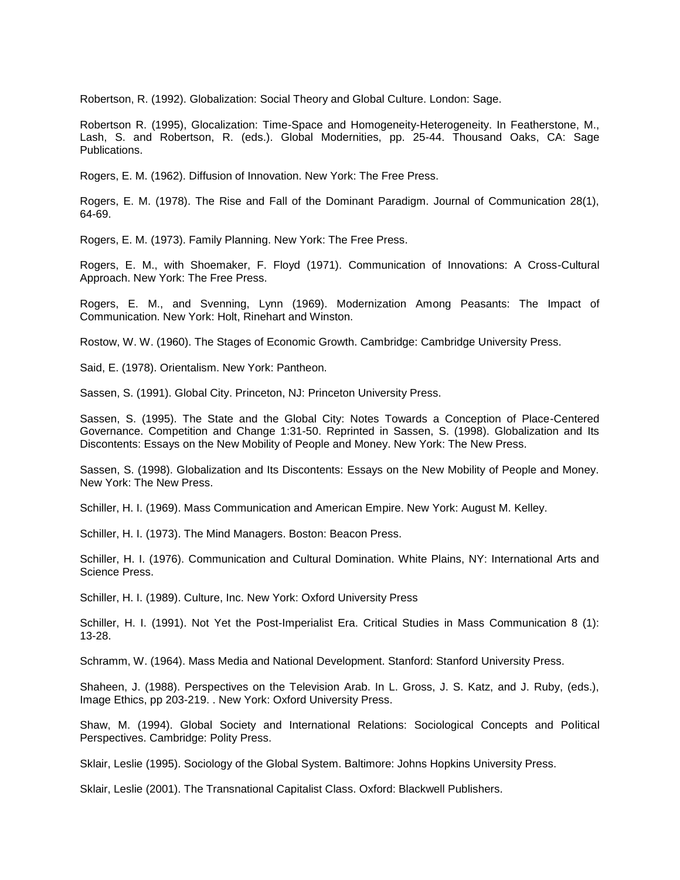Robertson, R. (1992). Globalization: Social Theory and Global Culture. London: Sage.

Robertson R. (1995), Glocalization: Time-Space and Homogeneity-Heterogeneity. In Featherstone, M., Lash, S. and Robertson, R. (eds.). Global Modernities, pp. 25-44. Thousand Oaks, CA: Sage Publications.

Rogers, E. M. (1962). Diffusion of Innovation. New York: The Free Press.

Rogers, E. M. (1978). The Rise and Fall of the Dominant Paradigm. Journal of Communication 28(1), 64-69.

Rogers, E. M. (1973). Family Planning. New York: The Free Press.

Rogers, E. M., with Shoemaker, F. Floyd (1971). Communication of Innovations: A Cross-Cultural Approach. New York: The Free Press.

Rogers, E. M., and Svenning, Lynn (1969). Modernization Among Peasants: The Impact of Communication. New York: Holt, Rinehart and Winston.

Rostow, W. W. (1960). The Stages of Economic Growth. Cambridge: Cambridge University Press.

Said, E. (1978). Orientalism. New York: Pantheon.

Sassen, S. (1991). Global City. Princeton, NJ: Princeton University Press.

Sassen, S. (1995). The State and the Global City: Notes Towards a Conception of Place-Centered Governance. Competition and Change 1:31-50. Reprinted in Sassen, S. (1998). Globalization and Its Discontents: Essays on the New Mobility of People and Money. New York: The New Press.

Sassen, S. (1998). Globalization and Its Discontents: Essays on the New Mobility of People and Money. New York: The New Press.

Schiller, H. I. (1969). Mass Communication and American Empire. New York: August M. Kelley.

Schiller, H. I. (1973). The Mind Managers. Boston: Beacon Press.

Schiller, H. I. (1976). Communication and Cultural Domination. White Plains, NY: International Arts and Science Press.

Schiller, H. I. (1989). Culture, Inc. New York: Oxford University Press

Schiller, H. I. (1991). Not Yet the Post-Imperialist Era. Critical Studies in Mass Communication 8 (1): 13-28.

Schramm, W. (1964). Mass Media and National Development. Stanford: Stanford University Press.

Shaheen, J. (1988). Perspectives on the Television Arab. In L. Gross, J. S. Katz, and J. Ruby, (eds.), Image Ethics, pp 203-219. . New York: Oxford University Press.

Shaw, M. (1994). Global Society and International Relations: Sociological Concepts and Political Perspectives. Cambridge: Polity Press.

Sklair, Leslie (1995). Sociology of the Global System. Baltimore: Johns Hopkins University Press.

Sklair, Leslie (2001). The Transnational Capitalist Class. Oxford: Blackwell Publishers.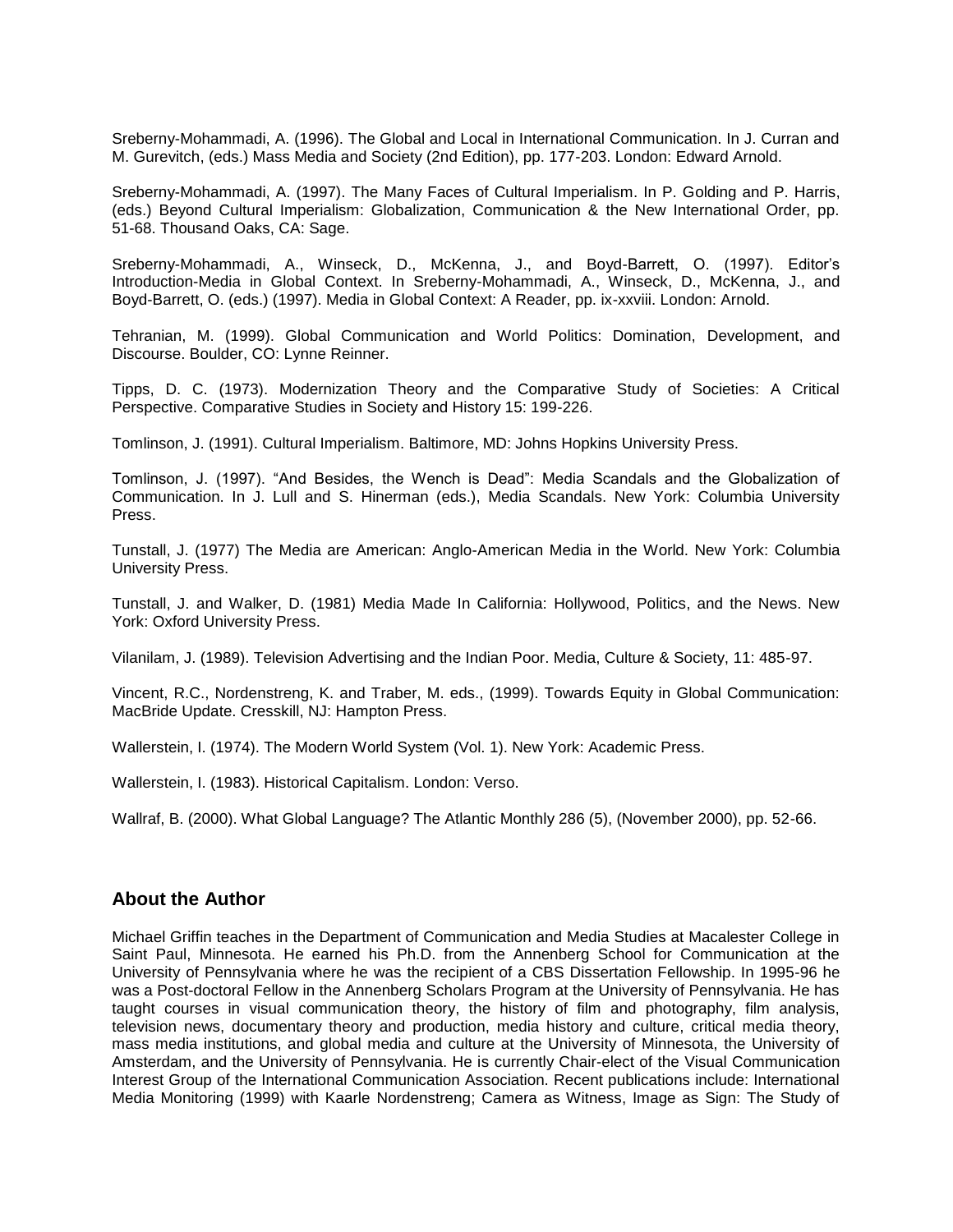Sreberny-Mohammadi, A. (1996). The Global and Local in International Communication. In J. Curran and M. Gurevitch, (eds.) Mass Media and Society (2nd Edition), pp. 177-203. London: Edward Arnold.

Sreberny-Mohammadi, A. (1997). The Many Faces of Cultural Imperialism. In P. Golding and P. Harris, (eds.) Beyond Cultural Imperialism: Globalization, Communication & the New International Order, pp. 51-68. Thousand Oaks, CA: Sage.

Sreberny-Mohammadi, A., Winseck, D., McKenna, J., and Boyd-Barrett, O. (1997). Editor's Introduction-Media in Global Context. In Sreberny-Mohammadi, A., Winseck, D., McKenna, J., and Boyd-Barrett, O. (eds.) (1997). Media in Global Context: A Reader, pp. ix-xxviii. London: Arnold.

Tehranian, M. (1999). Global Communication and World Politics: Domination, Development, and Discourse. Boulder, CO: Lynne Reinner.

Tipps, D. C. (1973). Modernization Theory and the Comparative Study of Societies: A Critical Perspective. Comparative Studies in Society and History 15: 199-226.

Tomlinson, J. (1991). Cultural Imperialism. Baltimore, MD: Johns Hopkins University Press.

Tomlinson, J. (1997). "And Besides, the Wench is Dead": Media Scandals and the Globalization of Communication. In J. Lull and S. Hinerman (eds.), Media Scandals. New York: Columbia University Press.

Tunstall, J. (1977) The Media are American: Anglo-American Media in the World. New York: Columbia University Press.

Tunstall, J. and Walker, D. (1981) Media Made In California: Hollywood, Politics, and the News. New York: Oxford University Press.

Vilanilam, J. (1989). Television Advertising and the Indian Poor. Media, Culture & Society, 11: 485-97.

Vincent, R.C., Nordenstreng, K. and Traber, M. eds., (1999). Towards Equity in Global Communication: MacBride Update. Cresskill, NJ: Hampton Press.

Wallerstein, I. (1974). The Modern World System (Vol. 1). New York: Academic Press.

Wallerstein, I. (1983). Historical Capitalism. London: Verso.

Wallraf, B. (2000). What Global Language? The Atlantic Monthly 286 (5), (November 2000), pp. 52-66.

## About the Author

Michael Griffin teaches in the Department of Communication and Media Studies at Macalester College in Saint Paul, Minnesota. He earned his Ph.D. from the Annenberg School for Communication at the University of Pennsylvania where he was the recipient of a CBS Dissertation Fellowship. In 1995-96 he was a Post-doctoral Fellow in the Annenberg Scholars Program at the University of Pennsylvania. He has taught courses in visual communication theory, the history of film and photography, film analysis, television news, documentary theory and production, media history and culture, critical media theory, mass media institutions, and global media and culture at the University of Minnesota, the University of Amsterdam, and the University of Pennsylvania. He is currently Chair-elect of the Visual Communication Interest Group of the International Communication Association. Recent publications include: International Media Monitoring (1999) with Kaarle Nordenstreng; Camera as Witness, Image as Sign: The Study of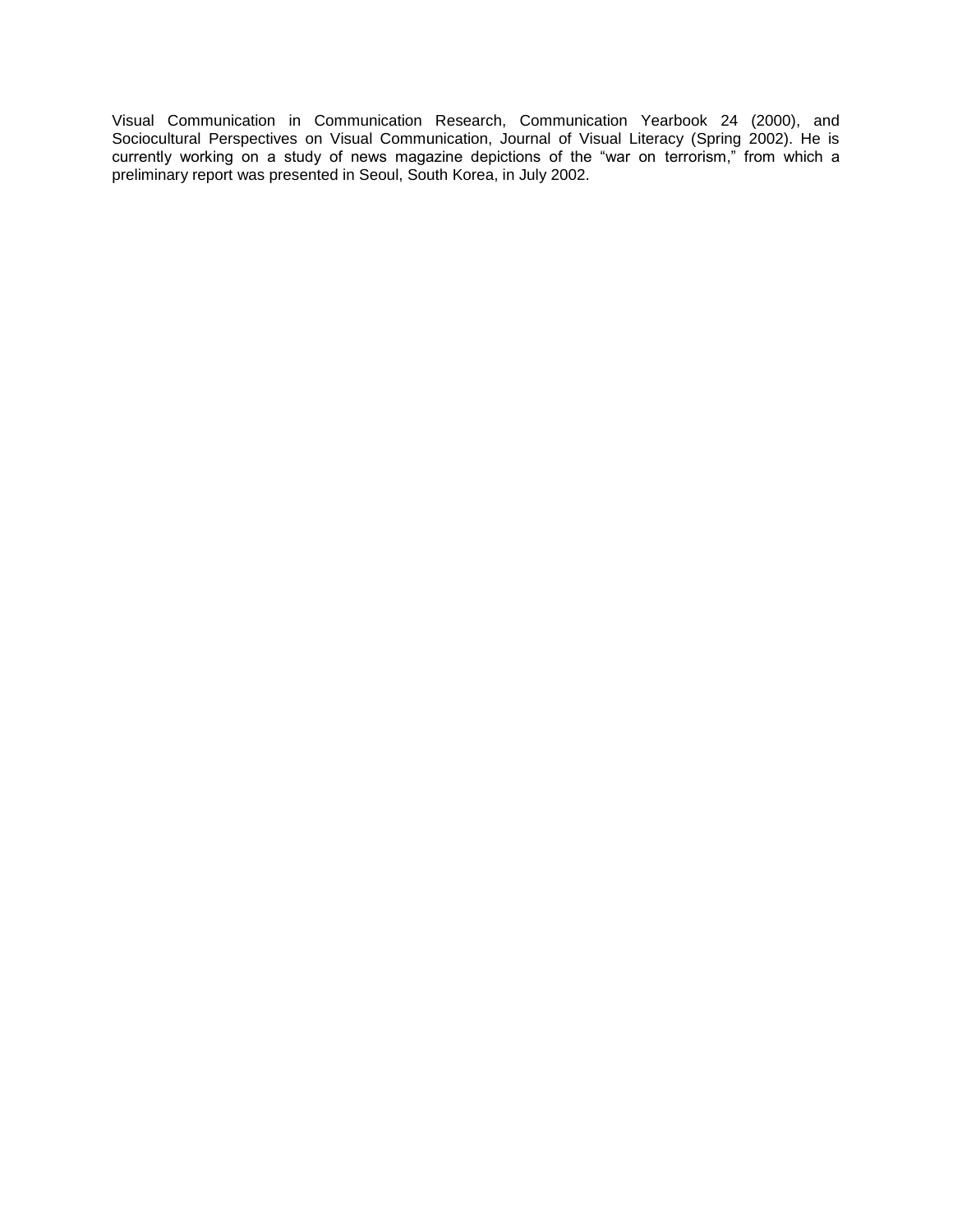Visual Communication in Communication Research, Communication Yearbook 24 (2000), and Sociocultural Perspectives on Visual Communication, Journal of Visual Literacy (Spring 2002). He is currently working on a study of news magazine depictions of the “war on terrorism,” from which a preliminary report was presented in Seoul, South Korea, in July 2002.